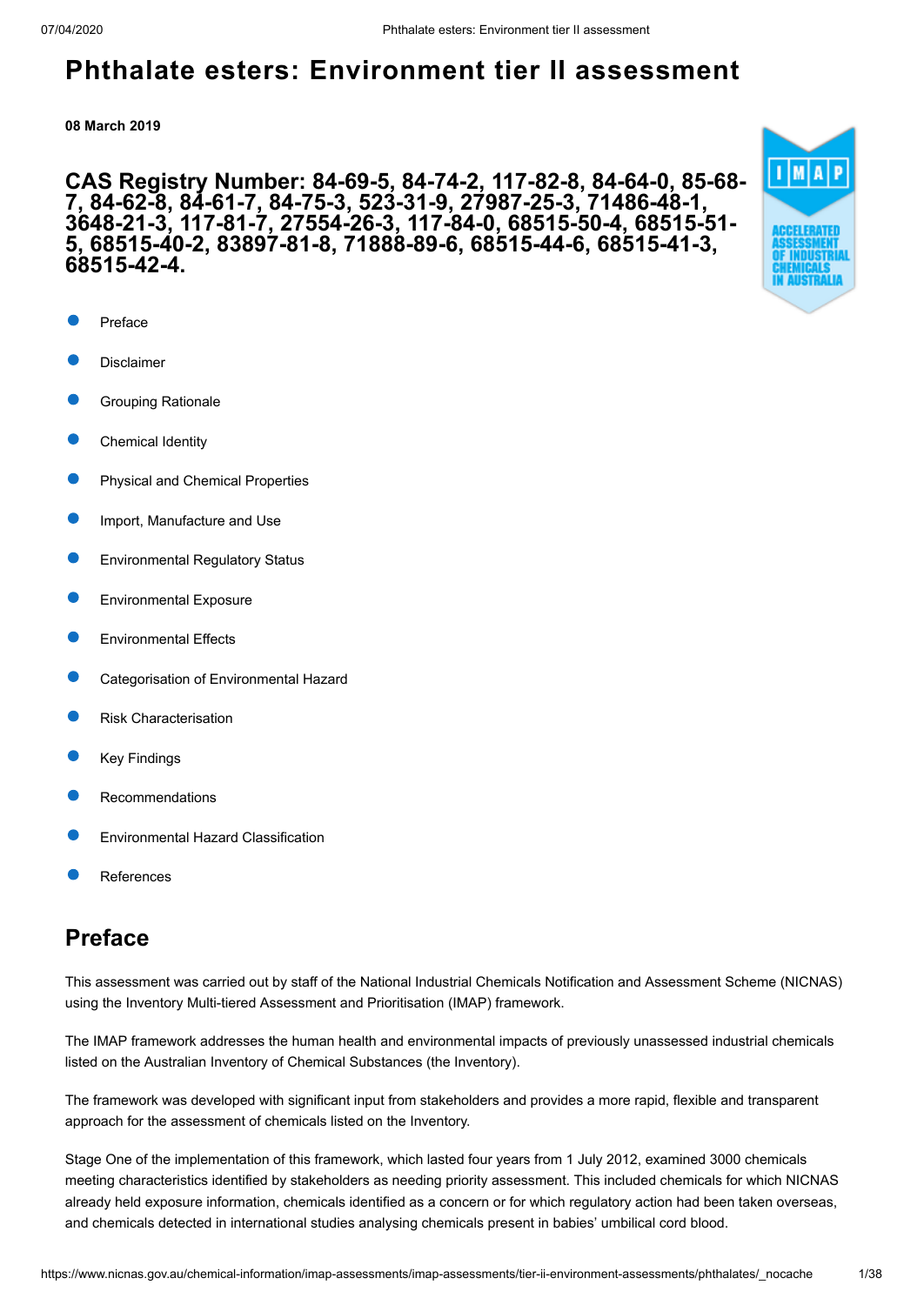# Phthalate esters: Environment tier II assessment

**08 March 2019**

## CAS Registry Number: 84-69-5, 84-74-2, 117-82-8, 84-64-0, 85-68-7, 84-62-8, 84-61-7, 84-75-3, 523-31-9, 27987-25-3, 71486-48-1, 3648-21-3, 117-81-7, 27554-26-3, 117-84-0, 68515-50-4, 68515-51-5, 68515-40-2, 83897-81-8, 71888-89-6, 68515-44-6, 68515-41-3, 68515-42-4.

- Preface
- Disclaimer
- Grouping Rationale
- Chemical Identity
- Physical and Chemical Properties
- Import, Manufacture and Use
- Environmental Regulatory Status
- Environmental Exposure
- Environmental Effects
- Categorisation of Environmental Hazard
- Risk Characterisation
- Key Findings
- Recommendations
- Environmental Hazard Classification
- References

## Preface

This assessment was carried out by staff of the National Industrial Chemicals Notification and Assessment Scheme (NICNAS) using the Inventory Multi-tiered Assessment and Prioritisation (IMAP) framework.

The IMAP framework addresses the human health and environmental impacts of previously unassessed industrial chemicals listed on the Australian Inventory of Chemical Substances (the Inventory).

The framework was developed with significant input from stakeholders and provides a more rapid, flexible and transparent approach for the assessment of chemicals listed on the Inventory.

Stage One of the implementation of this framework, which lasted four years from 1 July 2012, examined 3000 chemicals meeting characteristics identified by stakeholders as needing priority assessment. This included chemicals for which NICNAS already held exposure information, chemicals identified as a concern or for which regulatory action had been taken overseas, and chemicals detected in international studies analysing chemicals present in babies' umbilical cord blood.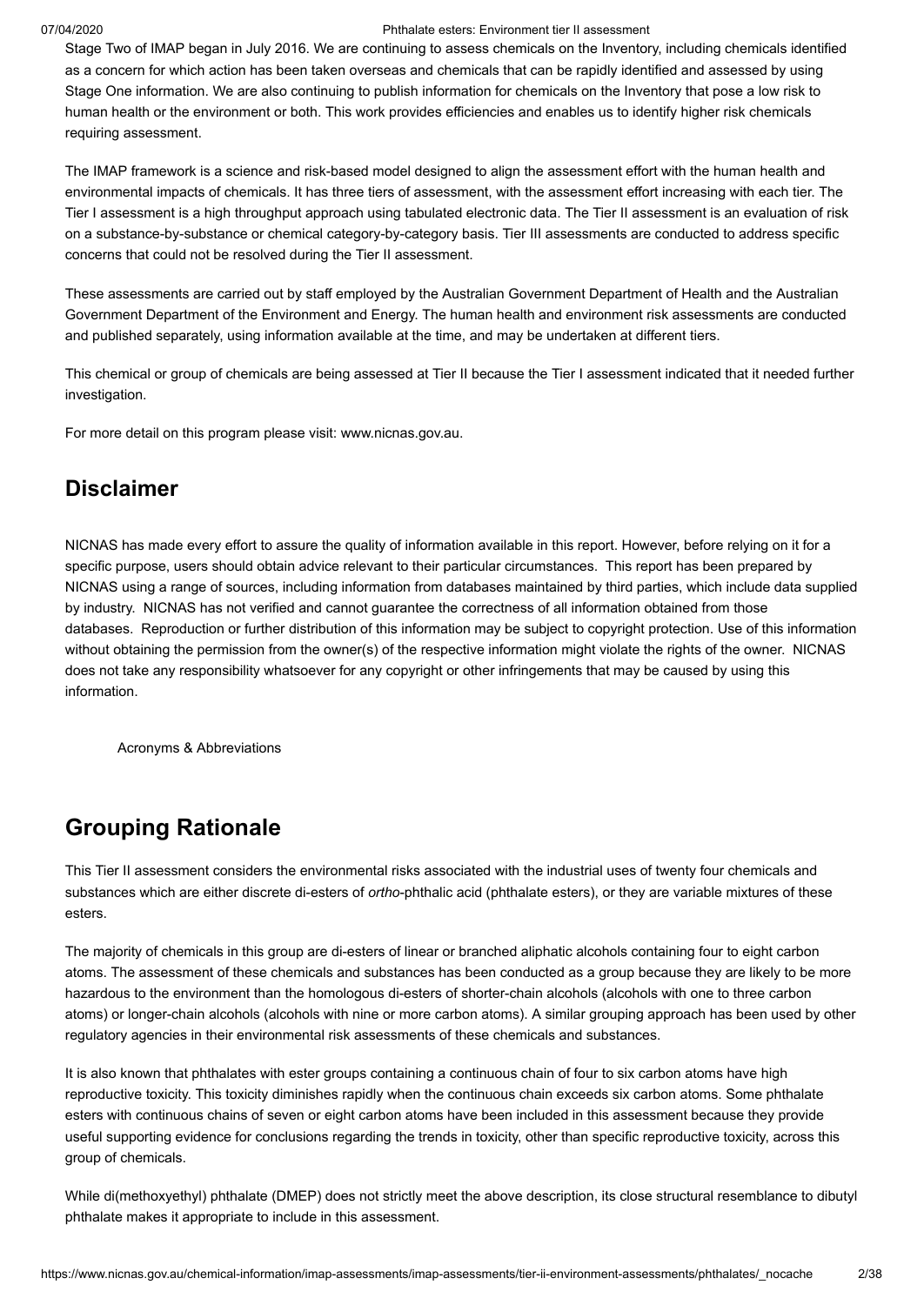Stage Two of IMAP began in July 2016. We are continuing to assess chemicals on the Inventory, including chemicals identified as a concern for which action has been taken overseas and chemicals that can be rapidly identified and assessed by using Stage One information. We are also continuing to publish information for chemicals on the Inventory that pose a low risk to human health or the environment or both. This work provides efficiencies and enables us to identify higher risk chemicals requiring assessment.

The IMAP framework is a science and risk-based model designed to align the assessment effort with the human health and environmental impacts of chemicals. It has three tiers of assessment, with the assessment effort increasing with each tier. The Tier I assessment is a high throughput approach using tabulated electronic data. The Tier II assessment is an evaluation of risk on a substance-by-substance or chemical category-by-category basis. Tier III assessments are conducted to address specific concerns that could not be resolved during the Tier II assessment.

These assessments are carried out by staff employed by the Australian Government Department of Health and the Australian Government Department of the Environment and Energy. The human health and environment risk assessments are conducted and published separately, using information available at the time, and may be undertaken at different tiers.

This chemical or group of chemicals are being assessed at Tier II because the Tier I assessment indicated that it needed further investigation.

For more detail on this program please visit: www.nicnas.gov.au.

## Disclaimer

NICNAS has made every effort to assure the quality of information available in this report. However, before relying on it for a specific purpose, users should obtain advice relevant to their particular circumstances. This report has been prepared by NICNAS using a range of sources, including information from databases maintained by third parties, which include data supplied by industry. NICNAS has not verified and cannot guarantee the correctness of all information obtained from those databases. Reproduction or further distribution of this information may be subject to copyright protection. Use of this information without obtaining the permission from the owner(s) of the respective information might violate the rights of the owner. NICNAS does not take any responsibility whatsoever for any copyright or other infringements that may be caused by using this information.

Acronyms & Abbreviations

## Grouping Rationale

This Tier II assessment considers the environmental risks associated with the industrial uses of twenty four chemicals and substances which are either discrete di-esters of *ortho*-phthalic acid (phthalate esters), or they are variable mixtures of these esters.

The majority of chemicals in this group are di-esters of linear or branched aliphatic alcohols containing four to eight carbon atoms. The assessment of these chemicals and substances has been conducted as a group because they are likely to be more hazardous to the environment than the homologous di-esters of shorter-chain alcohols (alcohols with one to three carbon atoms) or longer-chain alcohols (alcohols with nine or more carbon atoms). A similar grouping approach has been used by other regulatory agencies in their environmental risk assessments of these chemicals and substances.

It is also known that phthalates with ester groups containing a continuous chain of four to six carbon atoms have high reproductive toxicity. This toxicity diminishes rapidly when the continuous chain exceeds six carbon atoms. Some phthalate esters with continuous chains of seven or eight carbon atoms have been included in this assessment because they provide useful supporting evidence for conclusions regarding the trends in toxicity, other than specific reproductive toxicity, across this group of chemicals.

While di(methoxyethyl) phthalate (DMEP) does not strictly meet the above description, its close structural resemblance to dibutyl phthalate makes it appropriate to include in this assessment.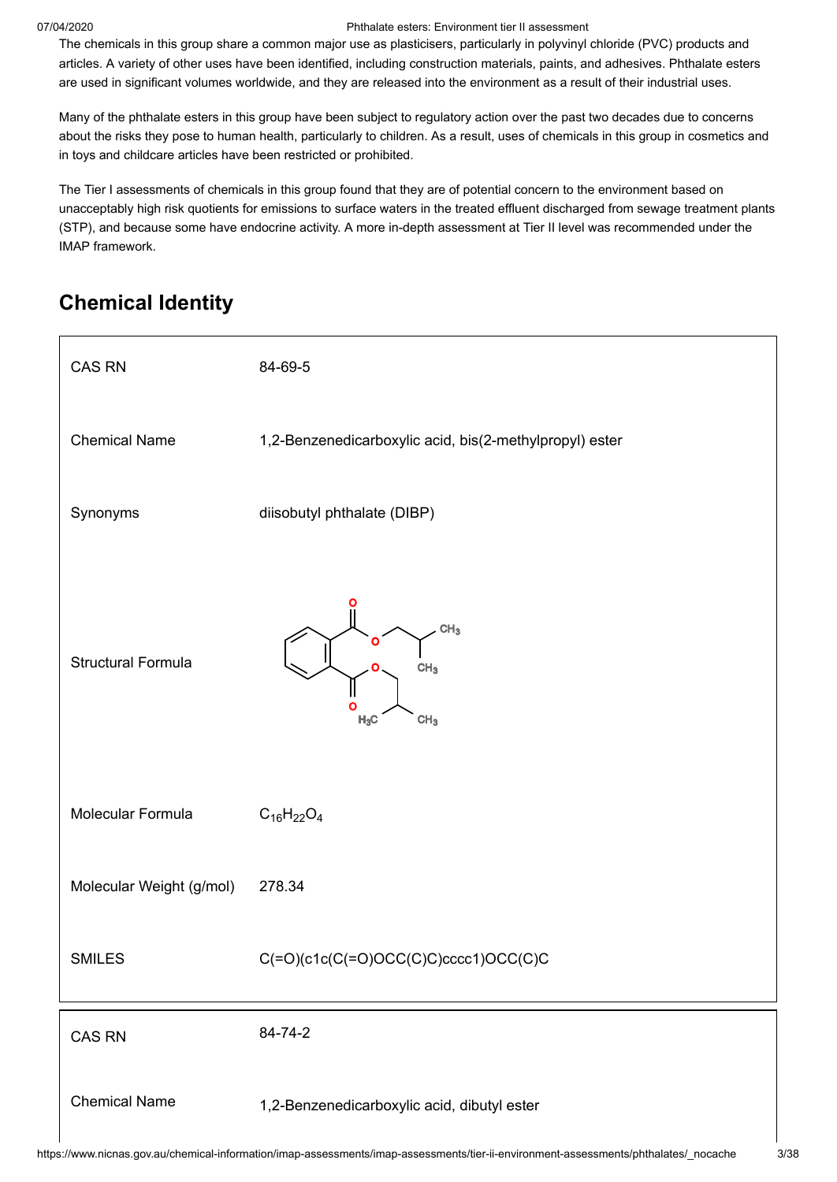The chemicals in this group share a common major use as plasticisers, particularly in polyvinyl chloride (PVC) products and articles. A variety of other uses have been identified, including construction materials, paints, and adhesives. Phthalate esters are used in significant volumes worldwide, and they are released into the environment as a result of their industrial uses.

Many of the phthalate esters in this group have been subject to regulatory action over the past two decades due to concerns about the risks they pose to human health, particularly to children. As a result, uses of chemicals in this group in cosmetics and in toys and childcare articles have been restricted or prohibited.

The Tier I assessments of chemicals in this group found that they are of potential concern to the environment based on unacceptably high risk quotients for emissions to surface waters in the treated effluent discharged from sewage treatment plants (STP), and because some have endocrine activity. A more in-depth assessment at Tier II level was recommended under the IMAP framework.

## Chemical Identity

| | |
|---|---|
| CAS RN | 84-69-5 |
| Chemical Name | 1,2-Benzenedicarboxylic acid, bis(2-methylpropyl) ester |
| Synonyms | diisobutyl phthalate (DIBP) |
| Structural Formula | |
| Molecular Formula | $C_{16}H_{22}O_4$ |
| Molecular Weight (g/mol) | 278.34 |
| SMILES | C(=O)(c1c(C(=O)OCC(C)C)cccc1)OCC(C)C |

| | |
|---|---|
| CAS RN | 84-74-2 |
| Chemical Name | 1,2-Benzenedicarboxylic acid, dibutyl ester |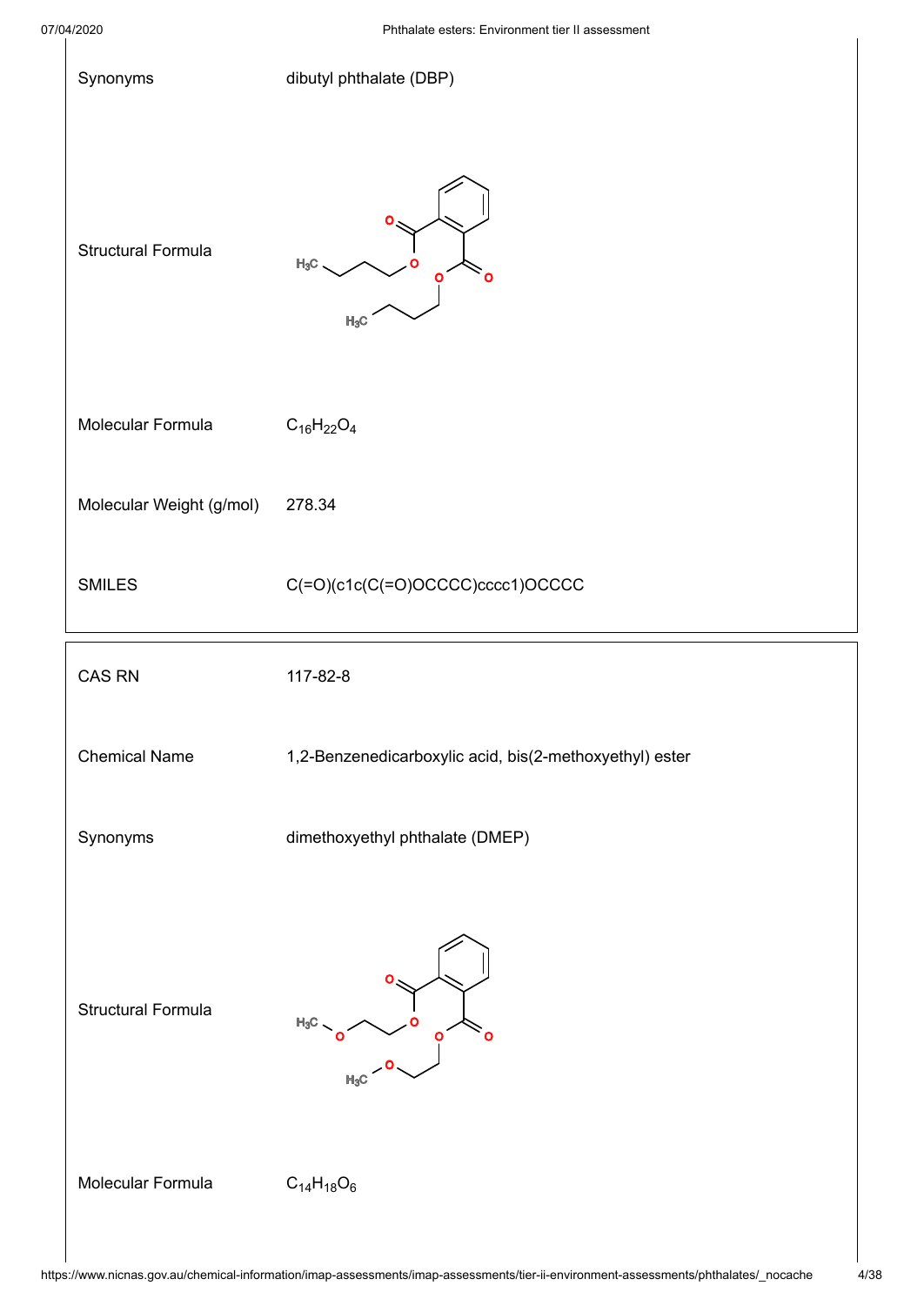| | |
|---|---|
| Synonyms | dibutyl phthalate (DBP) |
| Structural Formula | |
| Molecular Formula | $C_{16}H_{22}O_4$ |
| Molecular Weight (g/mol) | 278.34 |
| SMILES | C(=O)(c1c(C(=O)OCCCC)cccc1)OCCCC |

| | |
|---|---|
| CAS RN | 117-82-8 |
| Chemical Name | 1,2-Benzenedicarboxylic acid, bis(2-methoxyethyl) ester |
| Synonyms | dimethoxyethyl phthalate (DMEP) |
| Structural Formula | |
| Molecular Formula | $C_{14}H_{18}O_6$ |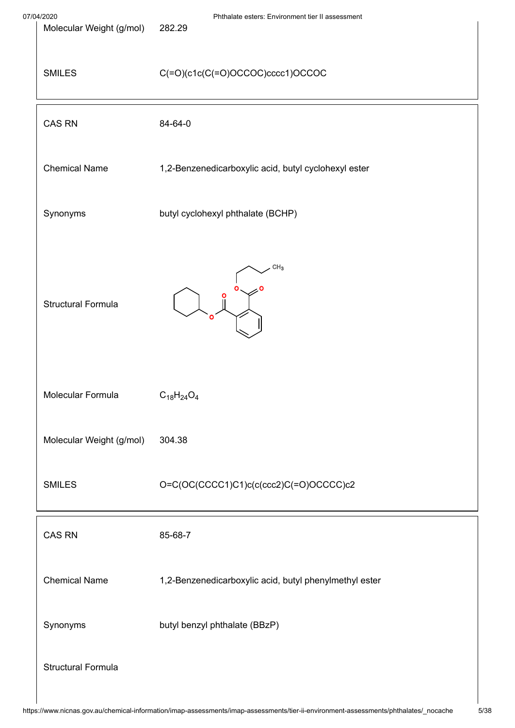| | |
|---|---|
| Molecular Weight (g/mol) | 282.29 |
| SMILES | C(=O)(c1c(C(=O)OCCOC)cccc1)OCCOC |

| | |
|---|---|
| CAS RN | 84-64-0 |
| Chemical Name | 1,2-Benzenedicarboxylic acid, butyl cyclohexyl ester |
| Synonyms | butyl cyclohexyl phthalate (BCHP) |
| Structural Formula | |
| Molecular Formula | $C_{18}H_{24}O_4$ |
| Molecular Weight (g/mol) | 304.38 |
| SMILES | O=C(OC(CCCC1)C1)c(c(ccc2)C(=O)OCCCC)c2 |

| | |
|---|---|
| CAS RN | 85-68-7 |
| Chemical Name | 1,2-Benzenedicarboxylic acid, butyl phenylmethyl ester |
| Synonyms | butyl benzyl phthalate (BBzP) |
| Structural Formula | |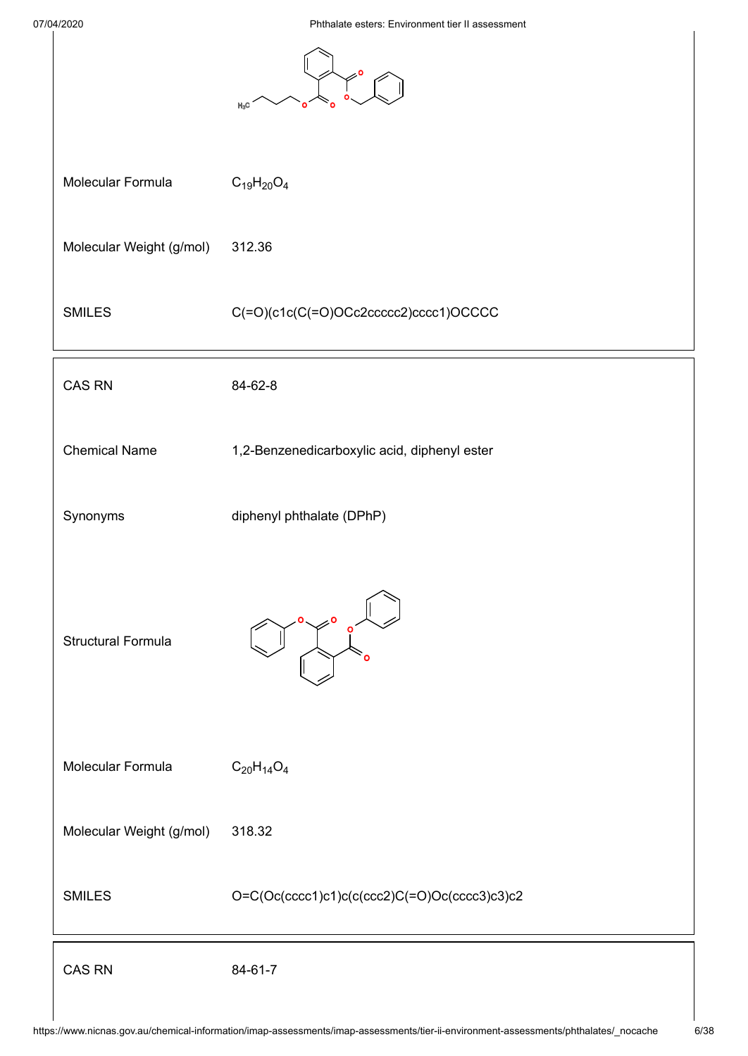| | |
|---|---|
| Molecular Formula | $C_{19}H_{20}O_4$ |
| Molecular Weight (g/mol) | 312.36 |
| SMILES | C(=O)(c1c(C(=O)OCc2ccccc2)cccc1)OCCCC |

| | |
|---|---|
| CAS RN | 84-62-8 |
| Chemical Name | 1,2-Benzenedicarboxylic acid, diphenyl ester |
| Synonyms | diphenyl phthalate (DPhP) |
| Structural Formula | |
| Molecular Formula | $C_{20}H_{14}O_4$ |
| Molecular Weight (g/mol) | 318.32 |
| SMILES | O=C(Oc(cccc1)c1)c(c(ccc2)C(=O)Oc(cccc3)c3)c2 |

| | |
|---|---|
| CAS RN | 84-61-7 |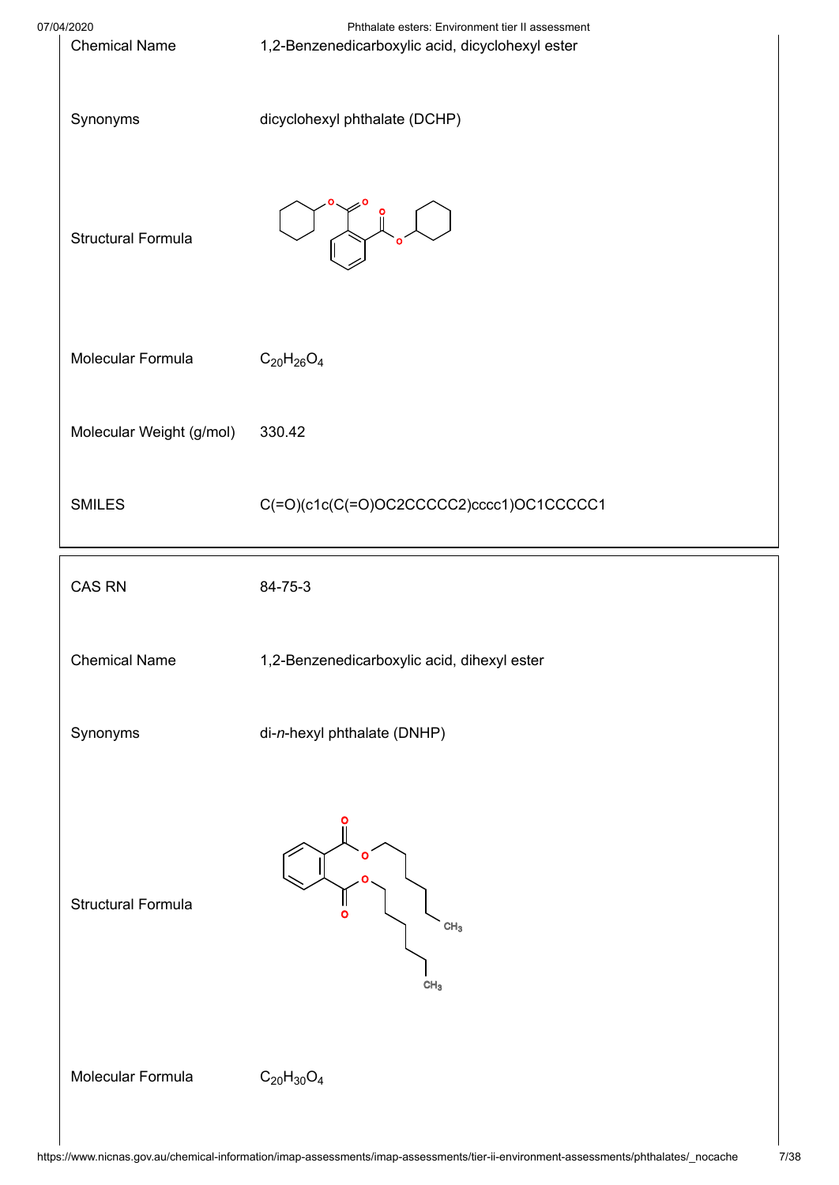| | |
|---|---|
| Chemical Name | 1,2-Benzenedicarboxylic acid, dicyclohexyl ester |
| Synonyms | dicyclohexyl phthalate (DCHP) |
| Structural Formula | |
| Molecular Formula | $C_{20}H_{26}O_4$ |
| Molecular Weight (g/mol) | 330.42 |
| SMILES | C(=O)(c1c(C(=O)OC2CCCCC2)cccc1)OC1CCCCC1 |

| | |
|---|---|
| CAS RN | 84-75-3 |
| Chemical Name | 1,2-Benzenedicarboxylic acid, dihexyl ester |
| Synonyms | di-*n*-hexyl phthalate (DNHP) |
| Structural Formula | |
| Molecular Formula | $C_{20}H_{30}O_4$ |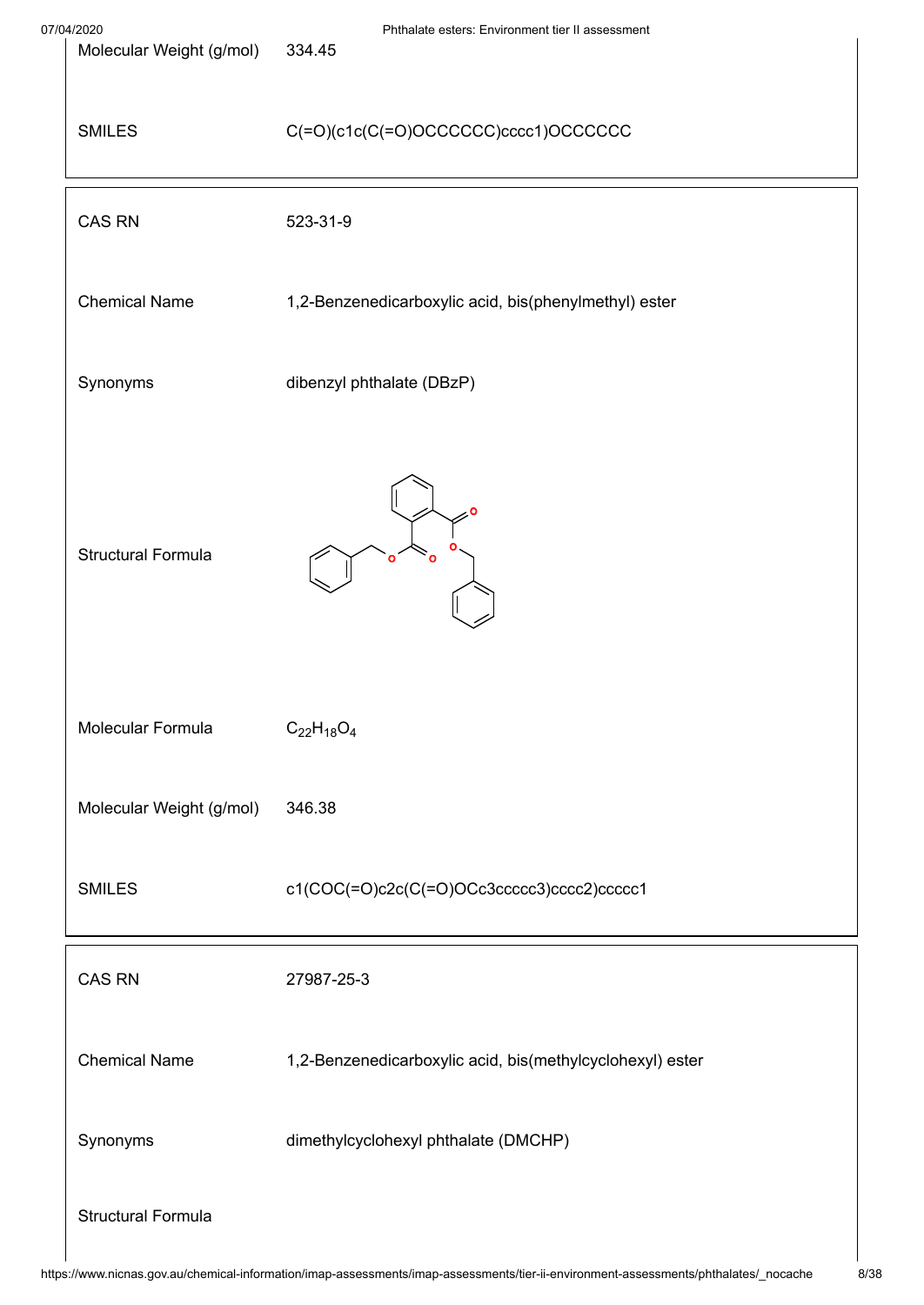| | |
|---|---|
| Molecular Weight (g/mol) | 334.45 |
| SMILES | C(=O)(c1c(C(=O)OCCCCCC)cccc1)OCCCCCC |

| | |
|---|---|
| CAS RN | 523-31-9 |
| Chemical Name | 1,2-Benzenedicarboxylic acid, bis(phenylmethyl) ester |
| Synonyms | dibenzyl phthalate (DBzP) |
| Structural Formula | |
| Molecular Formula | $C_{22}H_{18}O_4$ |
| Molecular Weight (g/mol) | 346.38 |
| SMILES | c1(COC(=O)c2c(C(=O)OCc3ccccc3)cccc2)ccccc1 |

| | |
|---|---|
| CAS RN | 27987-25-3 |
| Chemical Name | 1,2-Benzenedicarboxylic acid, bis(methylcyclohexyl) ester |
| Synonyms | dimethylcyclohexyl phthalate (DMCHP) |
| Structural Formula | |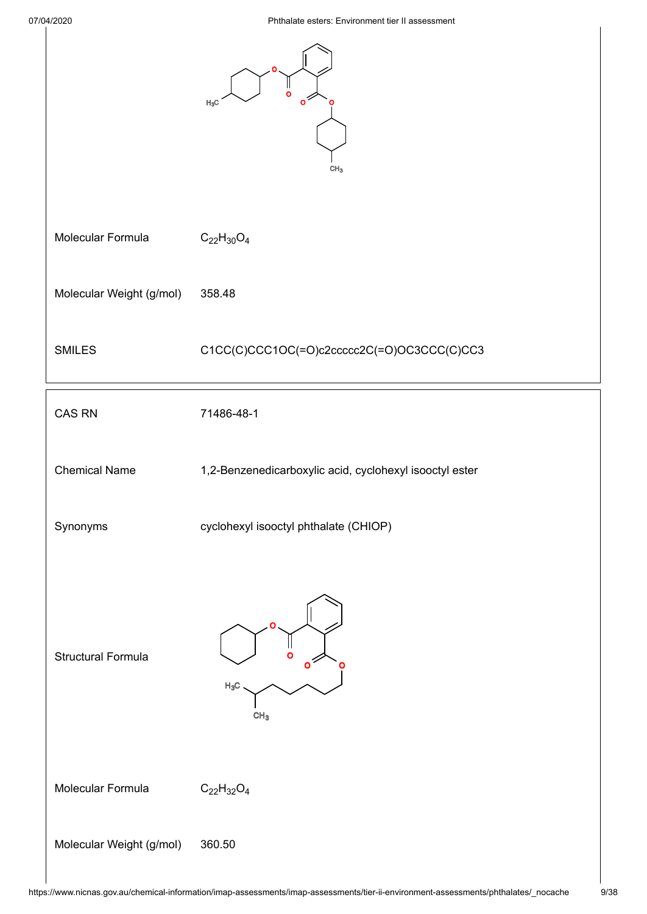| | |
|---|---|
| Molecular Formula | $C_{22}H_{30}O_4$ |
| Molecular Weight (g/mol) | 358.48 |
| SMILES | C1CC(C)CCC1OC(=O)c2ccccc2C(=O)OC3CCC(C)CC3 |

| | |
|---|---|
| CAS RN | 71486-48-1 |
| Chemical Name | 1,2-Benzenedicarboxylic acid, cyclohexyl isooctyl ester |
| Synonyms | cyclohexyl isooctyl phthalate (CHIOP) |
| Structural Formula | |
| Molecular Formula | $C_{22}H_{32}O_4$ |
| Molecular Weight (g/mol) | 360.50 |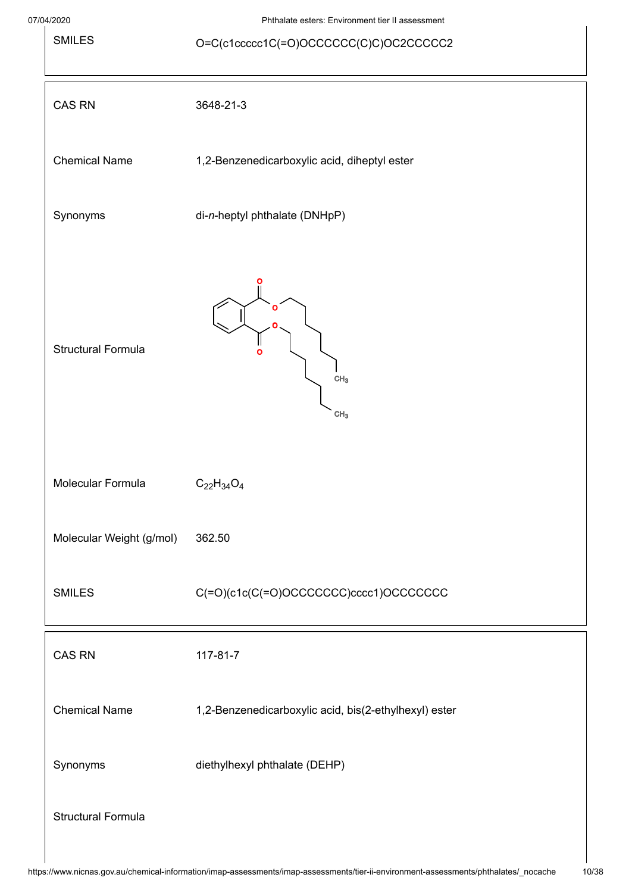| | |
|---|---|
| SMILES | O=C(c1ccccc1C(=O)OCCCCCC(C)C)OC2CCCCC2 |

| | |
|---|---|
| CAS RN | 3648-21-3 |
| Chemical Name | 1,2-Benzenedicarboxylic acid, diheptyl ester |
| Synonyms | di-*n*-heptyl phthalate (DNHpP) |
| Structural Formula | |
| Molecular Formula | $C_{22}H_{34}O_4$ |
| Molecular Weight (g/mol) | 362.50 |
| SMILES | C(=O)(c1c(C(=O)OCCCCCCC)cccc1)OCCCCCCC |

| | |
|---|---|
| CAS RN | 117-81-7 |
| Chemical Name | 1,2-Benzenedicarboxylic acid, bis(2-ethylhexyl) ester |
| Synonyms | diethylhexyl phthalate (DEHP) |
| Structural Formula | |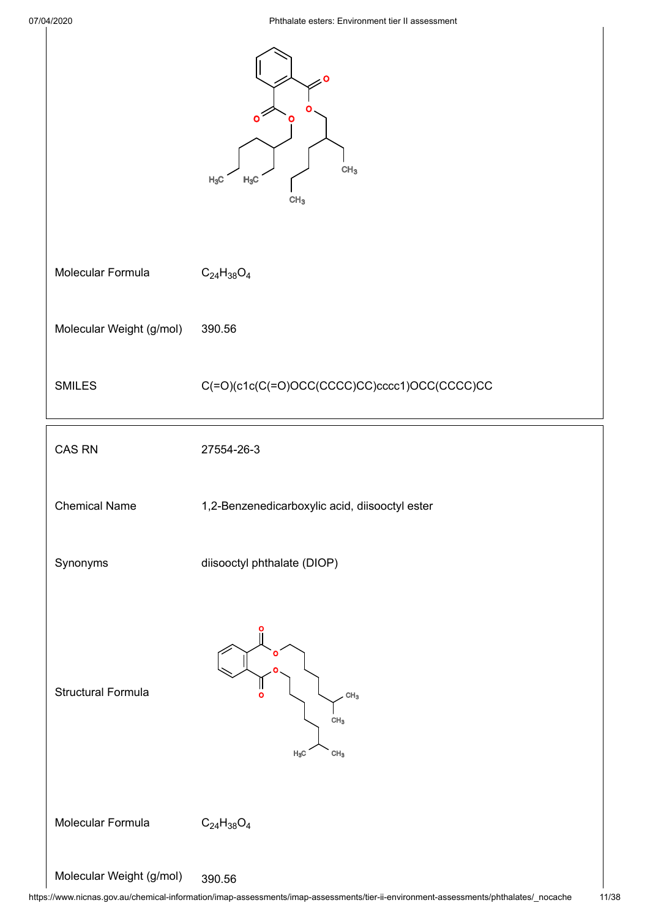| | |
|---|---|
| Molecular Formula | $C_{24}H_{38}O_4$ |
| Molecular Weight (g/mol) | 390.56 |
| SMILES | C(=O)(c1c(C(=O)OCC(CCCC)CC)cccc1)OCC(CCCC)CC |

| | |
|---|---|
| CAS RN | 27554-26-3 |
| Chemical Name | 1,2-Benzenedicarboxylic acid, diisooctyl ester |
| Synonyms | diisooctyl phthalate (DIOP) |
| Structural Formula | |
| Molecular Formula | $C_{24}H_{38}O_4$ |
| Molecular Weight (g/mol) | 390.56 |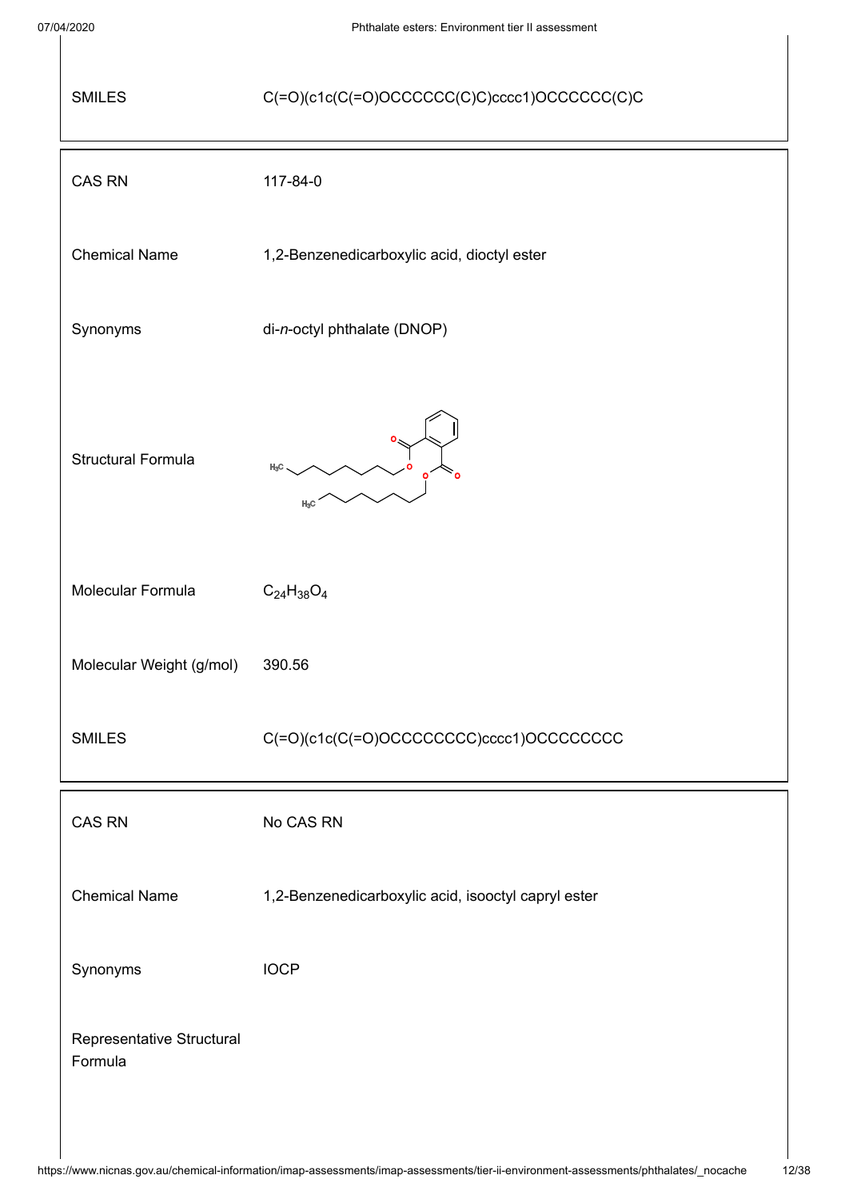| | |
|---|---|
| SMILES | C(=O)(c1c(C(=O)OCCCCCC(C)C)cccc1)OCCCCCC(C)C |

| | |
|---|---|
| CAS RN | 117-84-0 |
| Chemical Name | 1,2-Benzenedicarboxylic acid, dioctyl ester |
| Synonyms | di-*n*-octyl phthalate (DNOP) |
| Structural Formula | |
| Molecular Formula | $C_{24}H_{38}O_4$ |
| Molecular Weight (g/mol) | 390.56 |
| SMILES | C(=O)(c1c(C(=O)OCCCCCCCC)cccc1)OCCCCCCCC |

| | |
|---|---|
| CAS RN | No CAS RN |
| Chemical Name | 1,2-Benzenedicarboxylic acid, isooctyl capryl ester |
| Synonyms | IOCP |
| Representative Structural Formula | |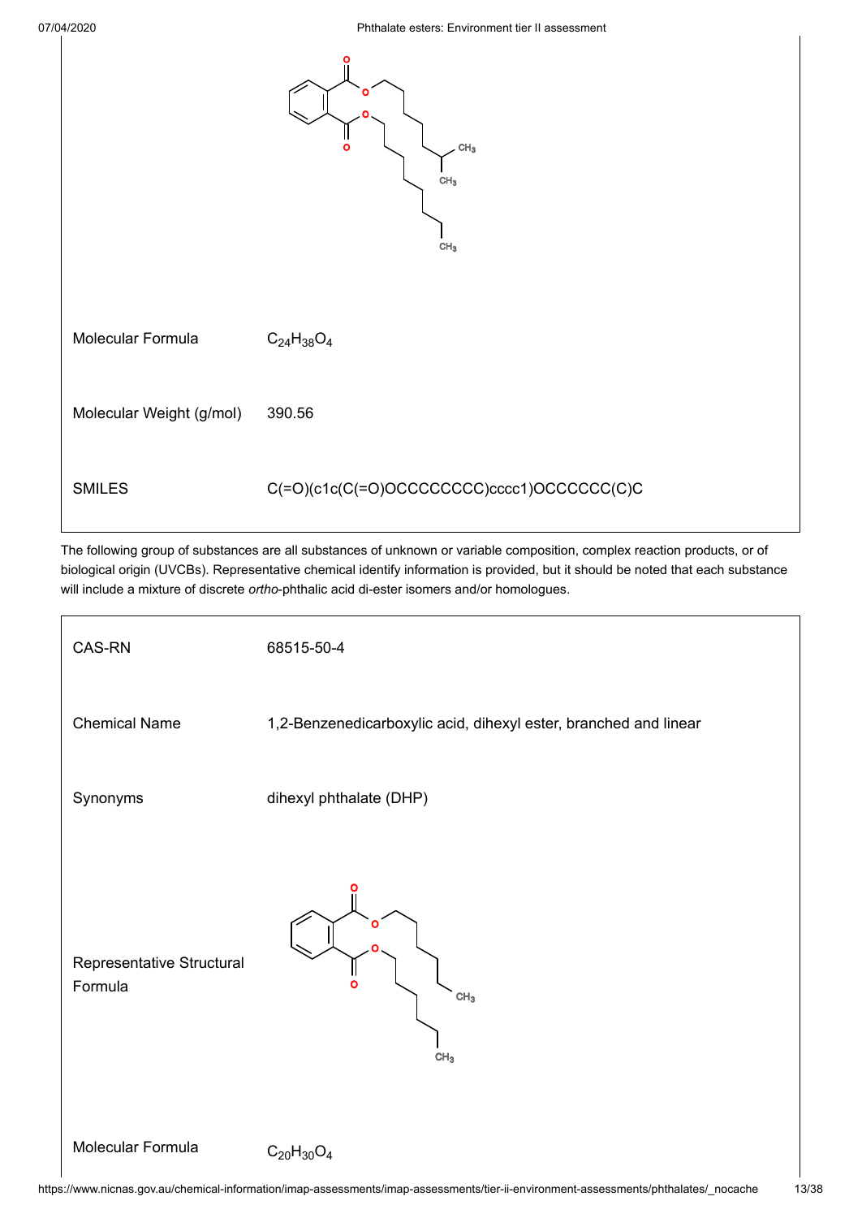| | |
|---|---|
| Molecular Formula | $C_{24}H_{38}O_4$ |
| Molecular Weight (g/mol) | 390.56 |
| SMILES | C(=O)(c1c(C(=O)OCCCCCCCC)cccc1)OCCCCCC(C)C |

The following group of substances are all substances of unknown or variable composition, complex reaction products, or of biological origin (UVCBs). Representative chemical identify information is provided, but it should be noted that each substance will include a mixture of discrete *ortho*-phthalic acid di-ester isomers and/or homologues.

| | |
|---|---|
| CAS-RN | 68515-50-4 |
| Chemical Name | 1,2-Benzenedicarboxylic acid, dihexyl ester, branched and linear |
| Synonyms | dihexyl phthalate (DHP) |
| Representative Structural Formula | |
| Molecular Formula | $C_{20}H_{30}O_4$ |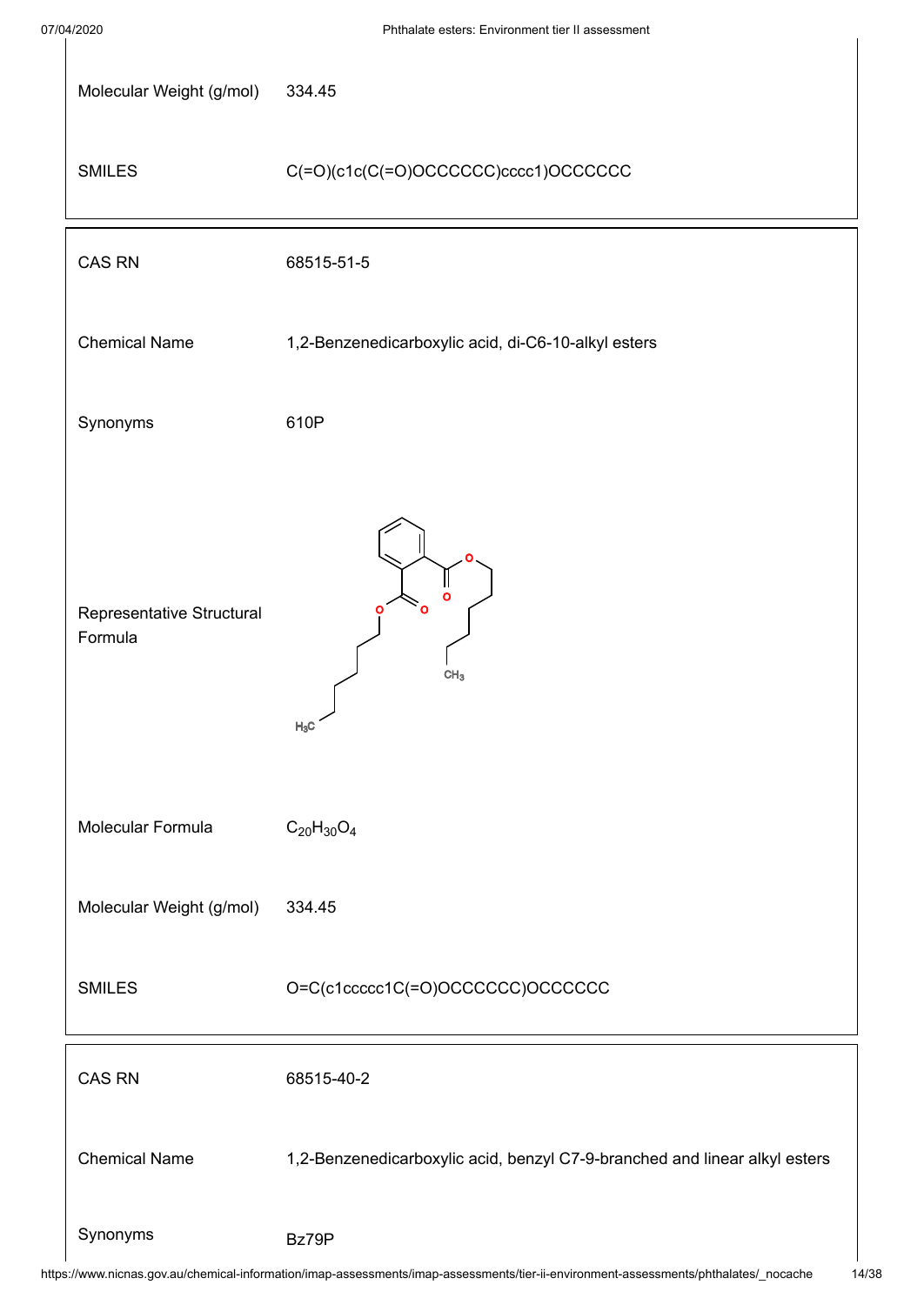| | |
|---|---|
| Molecular Weight (g/mol) | 334.45 |
| SMILES | C(=O)(c1c(C(=O)OCCCCCC)cccc1)OCCCCCC |

| | |
|---|---|
| CAS RN | 68515-51-5 |
| Chemical Name | 1,2-Benzenedicarboxylic acid, di-C6-10-alkyl esters |
| Synonyms | 610P |
| Representative Structural Formula | |
| Molecular Formula | $C_{20}H_{30}O_4$ |
| Molecular Weight (g/mol) | 334.45 |
| SMILES | O=C(c1ccccc1C(=O)OCCCCCC)OCCCCCC |

| | |
|---|---|
| CAS RN | 68515-40-2 |
| Chemical Name | 1,2-Benzenedicarboxylic acid, benzyl C7-9-branched and linear alkyl esters |
| Synonyms | Bz79P |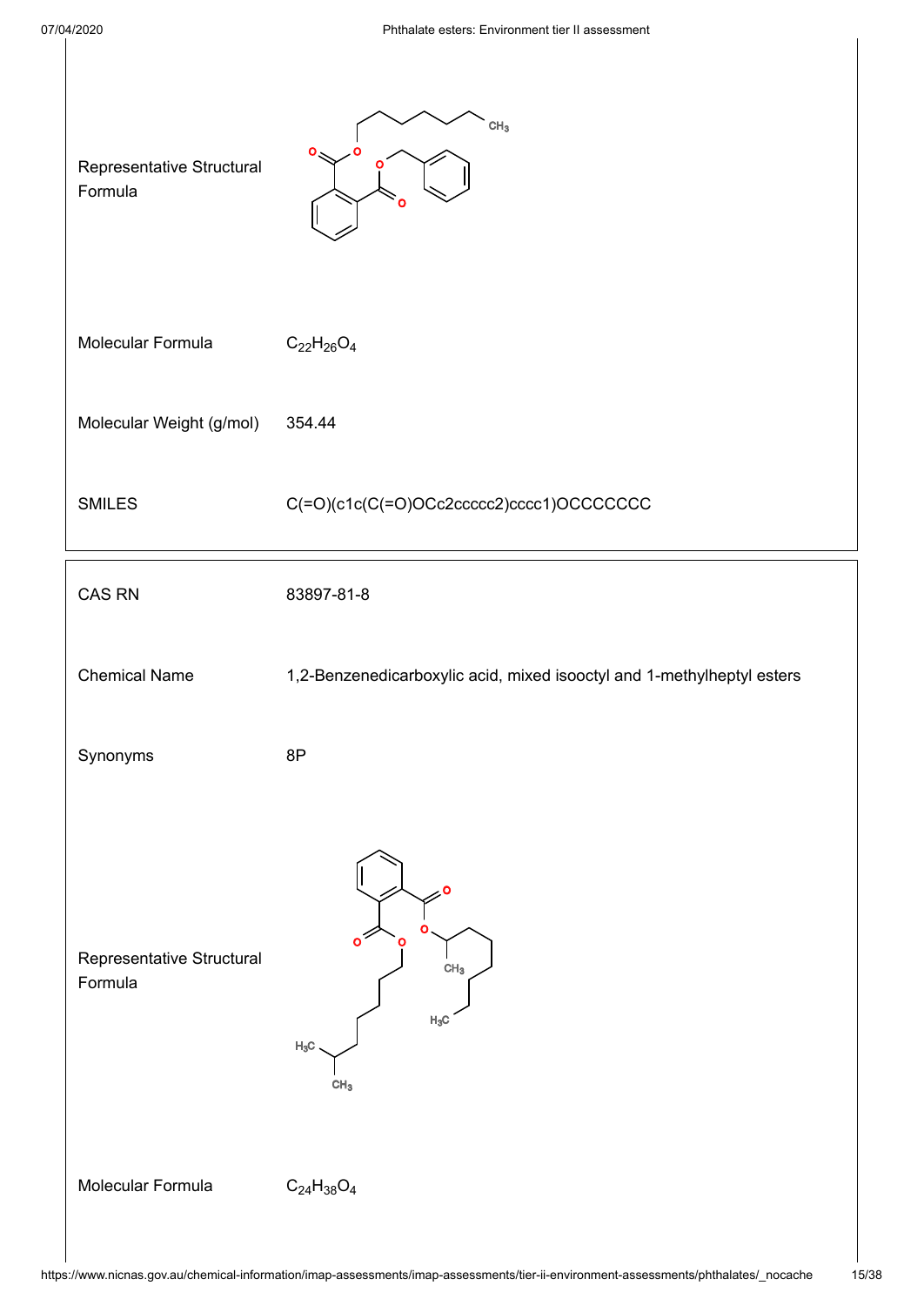| | |
|---|---|
| Representative Structural Formula | |
| Molecular Formula | $C_{22}H_{26}O_4$ |
| Molecular Weight (g/mol) | 354.44 |
| SMILES | C(=O)(c1c(C(=O)OCc2ccccc2)cccc1)OCCCCCCC |

| | |
|---|---|
| CAS RN | 83897-81-8 |
| Chemical Name | 1,2-Benzenedicarboxylic acid, mixed isooctyl and 1-methylheptyl esters |
| Synonyms | 8P |
| Representative Structural Formula | |
| Molecular Formula | $C_{24}H_{38}O_4$ |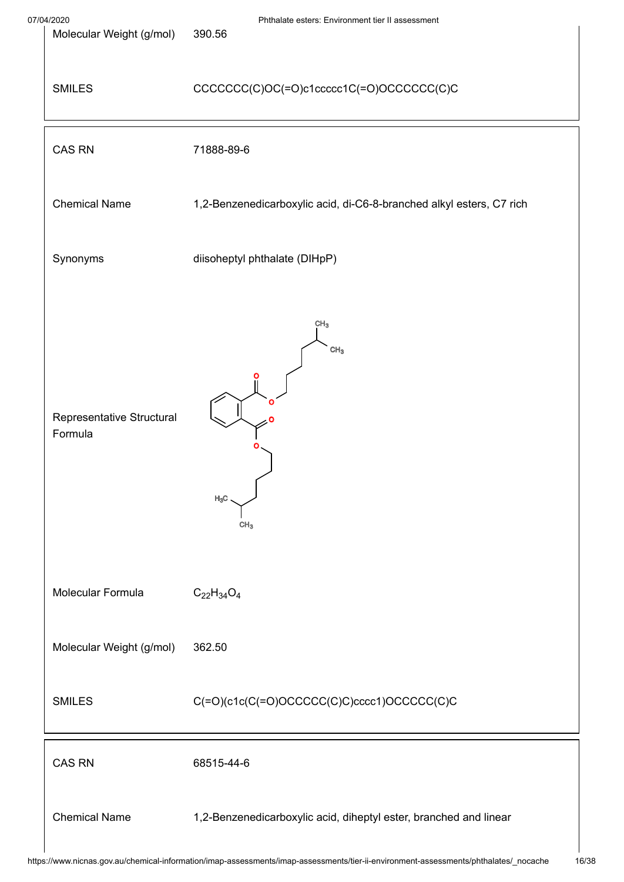| | |
|---|---|
| Molecular Weight (g/mol) | 390.56 |
| SMILES | CCCCCCC(C)OC(=O)c1ccccc1C(=O)OCCCCCC(C)C |

| | |
|---|---|
| CAS RN | 71888-89-6 |
| Chemical Name | 1,2-Benzenedicarboxylic acid, di-C6-8-branched alkyl esters, C7 rich |
| Synonyms | diisoheptyl phthalate (DIHpP) |
| Representative Structural Formula | |
| Molecular Formula | $C_{22}H_{34}O_4$ |
| Molecular Weight (g/mol) | 362.50 |
| SMILES | C(=O)(c1c(C(=O)OCCCCC(C)C)cccc1)OCCCCC(C)C |

| | |
|---|---|
| CAS RN | 68515-44-6 |
| Chemical Name | 1,2-Benzenedicarboxylic acid, diheptyl ester, branched and linear |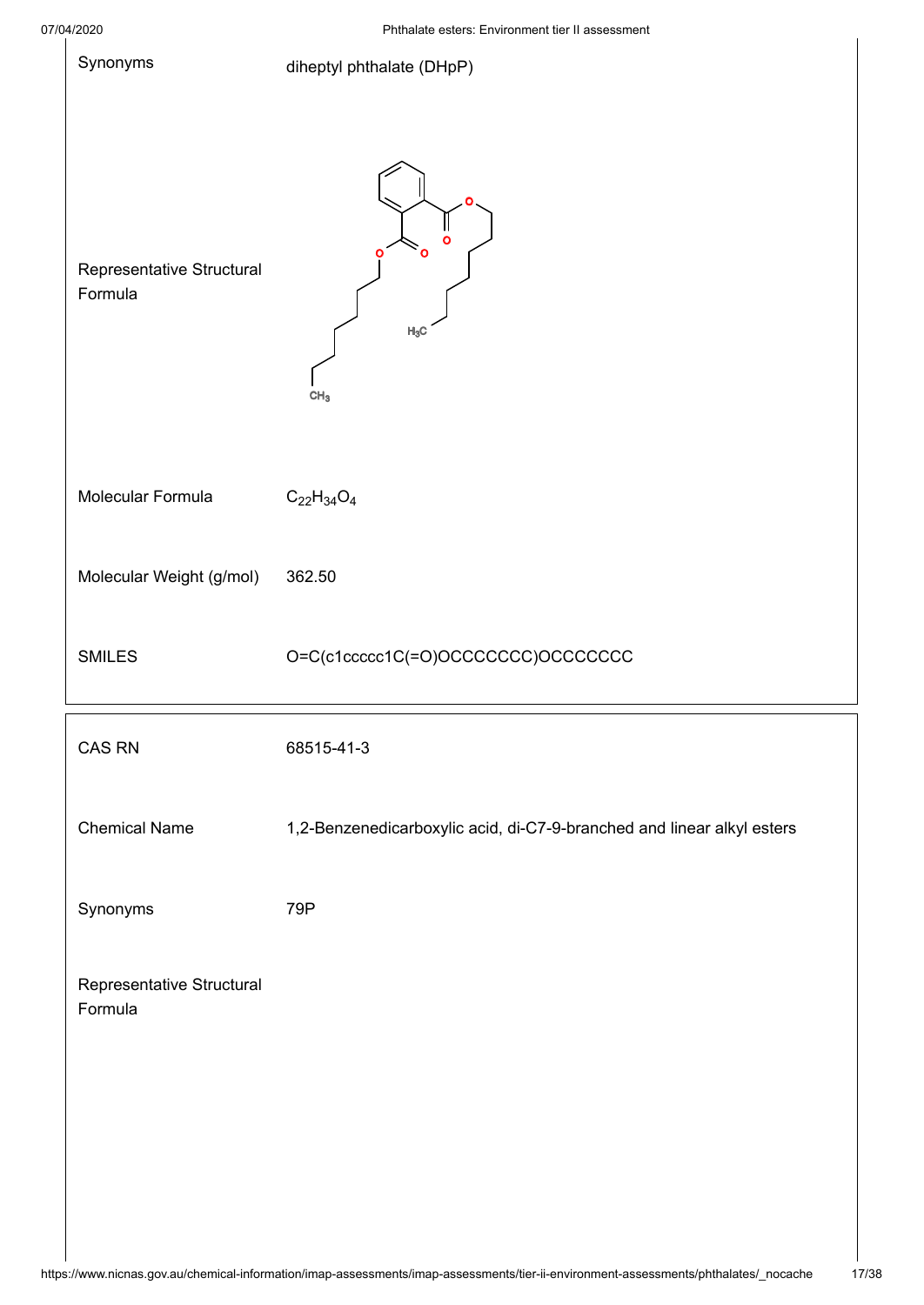| | |
|---|---|
| Synonyms | diheptyl phthalate (DHpP) |
| Representative Structural Formula | |
| Molecular Formula | $C_{22}H_{34}O_4$ |
| Molecular Weight (g/mol) | 362.50 |
| SMILES | O=C(c1ccccc1C(=O)OCCCCCCC)OCCCCCCC |

| | |
|---|---|
| CAS RN | 68515-41-3 |
| Chemical Name | 1,2-Benzenedicarboxylic acid, di-C7-9-branched and linear alkyl esters |
| Synonyms | 79P |
| Representative Structural Formula | |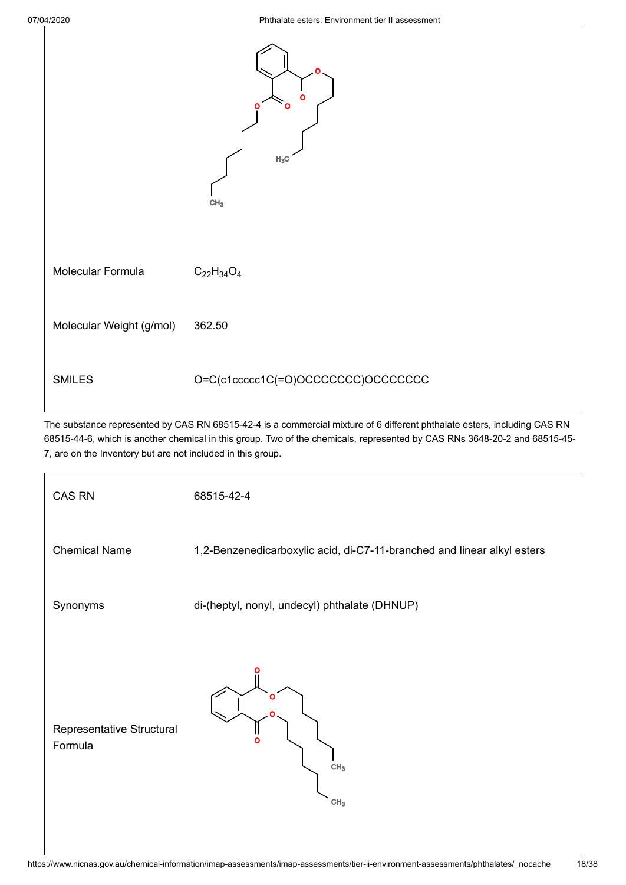| | |
|---|---|
| Molecular Formula | $C_{22}H_{34}O_4$ |
| Molecular Weight (g/mol) | 362.50 |
| SMILES | O=C(c1ccccc1C(=O)OCCCCCCC)OCCCCCCC |

The substance represented by CAS RN 68515-42-4 is a commercial mixture of 6 different phthalate esters, including CAS RN 68515-44-6, which is another chemical in this group. Two of the chemicals, represented by CAS RNs 3648-20-2 and 68515-45-7, are on the Inventory but are not included in this group.

| | |
|---|---|
| CAS RN | 68515-42-4 |
| Chemical Name | 1,2-Benzenedicarboxylic acid, di-C7-11-branched and linear alkyl esters |
| Synonyms | di-(heptyl, nonyl, undecyl) phthalate (DHNUP) |
| Representative Structural Formula | |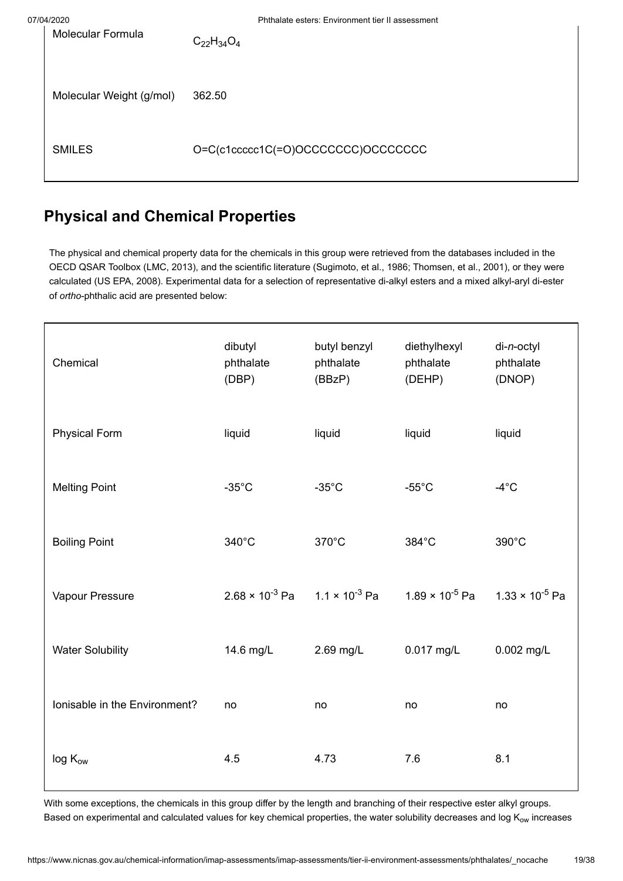| Molecular Formula | $C_{22}H_{34}O_4$ |
|---|---|
| Molecular Weight (g/mol) | 362.50 |
| SMILES | O=C(c1ccccc1C(=O)OCCCCCCC)OCCCCCCC |

## Physical and Chemical Properties

The physical and chemical property data for the chemicals in this group were retrieved from the databases included in the OECD QSAR Toolbox (LMC, 2013), and the scientific literature (Sugimoto, et al., 1986; Thomsen, et al., 2001), or they were calculated (US EPA, 2008). Experimental data for a selection of representative di-alkyl esters and a mixed alkyl-aryl di-ester of *ortho*-phthalic acid are presented below:

| Chemical | dibutyl phthalate (DBP) | butyl benzyl phthalate (BBzP) | diethylhexyl phthalate (DEHP) | di-*n*-octyl phthalate (DNOP) |
|---|---|---|---|---|
| Physical Form | liquid | liquid | liquid | liquid |
| Melting Point | -35°C | -35°C | -55°C | -4°C |
| Boiling Point | 340°C | 370°C | 384°C | 390°C |
| Vapour Pressure | $2.68 \times 10^{-3}$ Pa | $1.1 \times 10^{-3}$ Pa | $1.89 \times 10^{-5}$ Pa | $1.33 \times 10^{-5}$ Pa |
| Water Solubility | 14.6 mg/L | 2.69 mg/L | 0.017 mg/L | 0.002 mg/L |
| Ionisable in the Environment? | no | no | no | no |
| log $K_{ow}$ | 4.5 | 4.73 | 7.6 | 8.1 |

With some exceptions, the chemicals in this group differ by the length and branching of their respective ester alkyl groups. Based on experimental and calculated values for key chemical properties, the water solubility decreases and log $K_{ow}$ increases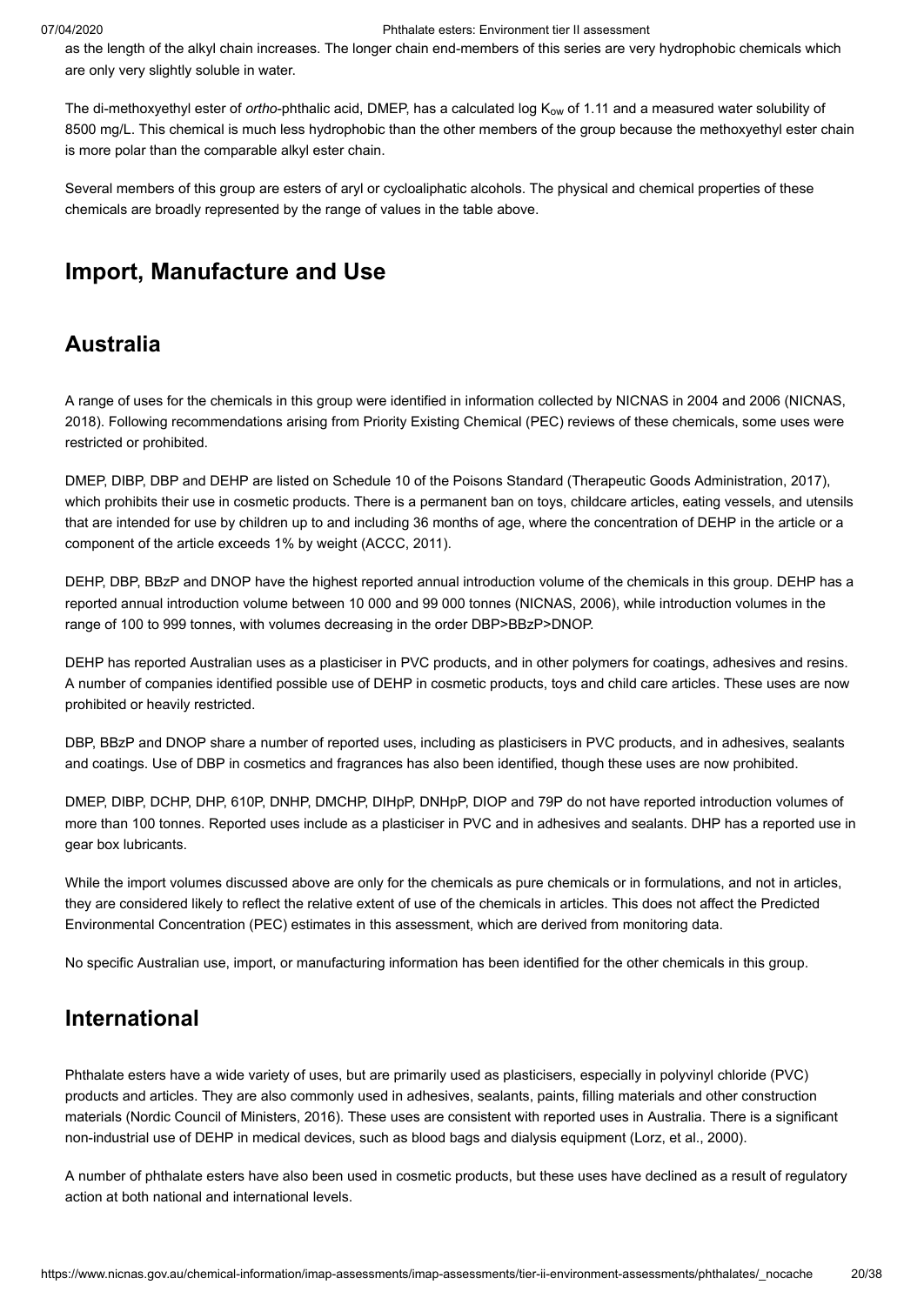as the length of the alkyl chain increases. The longer chain end-members of this series are very hydrophobic chemicals which are only very slightly soluble in water.

The di-methoxyethyl ester of *ortho*-phthalic acid, DMEP, has a calculated log $K_{ow}$ of 1.11 and a measured water solubility of 8500 mg/L. This chemical is much less hydrophobic than the other members of the group because the methoxyethyl ester chain is more polar than the comparable alkyl ester chain.

Several members of this group are esters of aryl or cycloaliphatic alcohols. The physical and chemical properties of these chemicals are broadly represented by the range of values in the table above.

# Import, Manufacture and Use

## Australia

A range of uses for the chemicals in this group were identified in information collected by NICNAS in 2004 and 2006 (NICNAS, 2018). Following recommendations arising from Priority Existing Chemical (PEC) reviews of these chemicals, some uses were restricted or prohibited.

DMEP, DIBP, DBP and DEHP are listed on Schedule 10 of the Poisons Standard (Therapeutic Goods Administration, 2017), which prohibits their use in cosmetic products. There is a permanent ban on toys, childcare articles, eating vessels, and utensils that are intended for use by children up to and including 36 months of age, where the concentration of DEHP in the article or a component of the article exceeds 1% by weight (ACCC, 2011).

DEHP, DBP, BBzP and DNOP have the highest reported annual introduction volume of the chemicals in this group. DEHP has a reported annual introduction volume between 10 000 and 99 000 tonnes (NICNAS, 2006), while introduction volumes in the range of 100 to 999 tonnes, with volumes decreasing in the order DBP>BBzP>DNOP.

DEHP has reported Australian uses as a plasticiser in PVC products, and in other polymers for coatings, adhesives and resins. A number of companies identified possible use of DEHP in cosmetic products, toys and child care articles. These uses are now prohibited or heavily restricted.

DBP, BBzP and DNOP share a number of reported uses, including as plasticisers in PVC products, and in adhesives, sealants and coatings. Use of DBP in cosmetics and fragrances has also been identified, though these uses are now prohibited.

DMEP, DIBP, DCHP, DHP, 610P, DNHP, DMCHP, DIHpP, DNHpP, DIOP and 79P do not have reported introduction volumes of more than 100 tonnes. Reported uses include as a plasticiser in PVC and in adhesives and sealants. DHP has a reported use in gear box lubricants.

While the import volumes discussed above are only for the chemicals as pure chemicals or in formulations, and not in articles, they are considered likely to reflect the relative extent of use of the chemicals in articles. This does not affect the Predicted Environmental Concentration (PEC) estimates in this assessment, which are derived from monitoring data.

No specific Australian use, import, or manufacturing information has been identified for the other chemicals in this group.

## International

Phthalate esters have a wide variety of uses, but are primarily used as plasticisers, especially in polyvinyl chloride (PVC) products and articles. They are also commonly used in adhesives, sealants, paints, filling materials and other construction materials (Nordic Council of Ministers, 2016). These uses are consistent with reported uses in Australia. There is a significant non-industrial use of DEHP in medical devices, such as blood bags and dialysis equipment (Lorz, et al., 2000).

A number of phthalate esters have also been used in cosmetic products, but these uses have declined as a result of regulatory action at both national and international levels.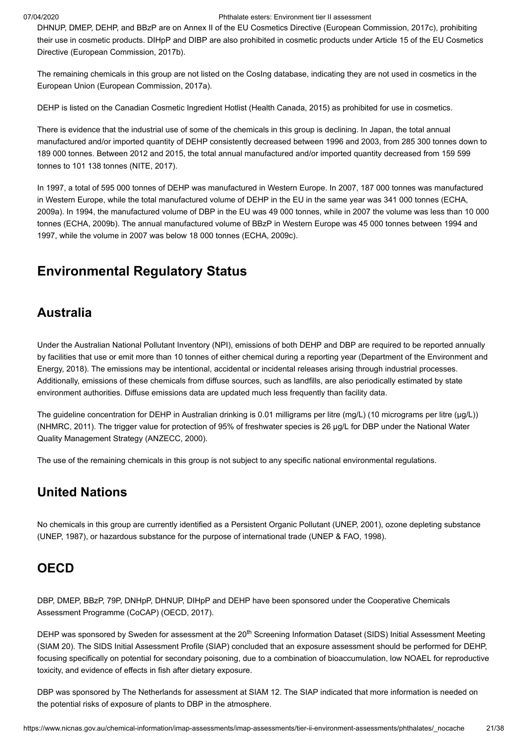DHNUP, DMEP, DEHP, and BBzP are on Annex II of the EU Cosmetics Directive (European Commission, 2017c), prohibiting their use in cosmetic products. DIHpP and DIBP are also prohibited in cosmetic products under Article 15 of the EU Cosmetics Directive (European Commission, 2017b).

The remaining chemicals in this group are not listed on the CosIng database, indicating they are not used in cosmetics in the European Union (European Commission, 2017a).

DEHP is listed on the Canadian Cosmetic Ingredient Hotlist (Health Canada, 2015) as prohibited for use in cosmetics.

There is evidence that the industrial use of some of the chemicals in this group is declining. In Japan, the total annual manufactured and/or imported quantity of DEHP consistently decreased between 1996 and 2003, from 285 300 tonnes down to 189 000 tonnes. Between 2012 and 2015, the total annual manufactured and/or imported quantity decreased from 159 599 tonnes to 101 138 tonnes (NITE, 2017).

In 1997, a total of 595 000 tonnes of DEHP was manufactured in Western Europe. In 2007, 187 000 tonnes was manufactured in Western Europe, while the total manufactured volume of DEHP in the EU in the same year was 341 000 tonnes (ECHA, 2009a). In 1994, the manufactured volume of DBP in the EU was 49 000 tonnes, while in 2007 the volume was less than 10 000 tonnes (ECHA, 2009b). The annual manufactured volume of BBzP in Western Europe was 45 000 tonnes between 1994 and 1997, while the volume in 2007 was below 18 000 tonnes (ECHA, 2009c).

# Environmental Regulatory Status

## Australia

Under the Australian National Pollutant Inventory (NPI), emissions of both DEHP and DBP are required to be reported annually by facilities that use or emit more than 10 tonnes of either chemical during a reporting year (Department of the Environment and Energy, 2018). The emissions may be intentional, accidental or incidental releases arising through industrial processes. Additionally, emissions of these chemicals from diffuse sources, such as landfills, are also periodically estimated by state environment authorities. Diffuse emissions data are updated much less frequently than facility data.

The guideline concentration for DEHP in Australian drinking is 0.01 milligrams per litre (mg/L) (10 micrograms per litre (µg/L)) (NHMRC, 2011). The trigger value for protection of 95% of freshwater species is 26 µg/L for DBP under the National Water Quality Management Strategy (ANZECC, 2000).

The use of the remaining chemicals in this group is not subject to any specific national environmental regulations.

## United Nations

No chemicals in this group are currently identified as a Persistent Organic Pollutant (UNEP, 2001), ozone depleting substance (UNEP, 1987), or hazardous substance for the purpose of international trade (UNEP & FAO, 1998).

## OECD

DBP, DMEP, BBzP, 79P, DNHpP, DHNUP, DIHpP and DEHP have been sponsored under the Cooperative Chemicals Assessment Programme (CoCAP) (OECD, 2017).

DEHP was sponsored by Sweden for assessment at the 20th Screening Information Dataset (SIDS) Initial Assessment Meeting (SIAM 20). The SIDS Initial Assessment Profile (SIAP) concluded that an exposure assessment should be performed for DEHP, focusing specifically on potential for secondary poisoning, due to a combination of bioaccumulation, low NOAEL for reproductive toxicity, and evidence of effects in fish after dietary exposure.

DBP was sponsored by The Netherlands for assessment at SIAM 12. The SIAP indicated that more information is needed on the potential risks of exposure of plants to DBP in the atmosphere.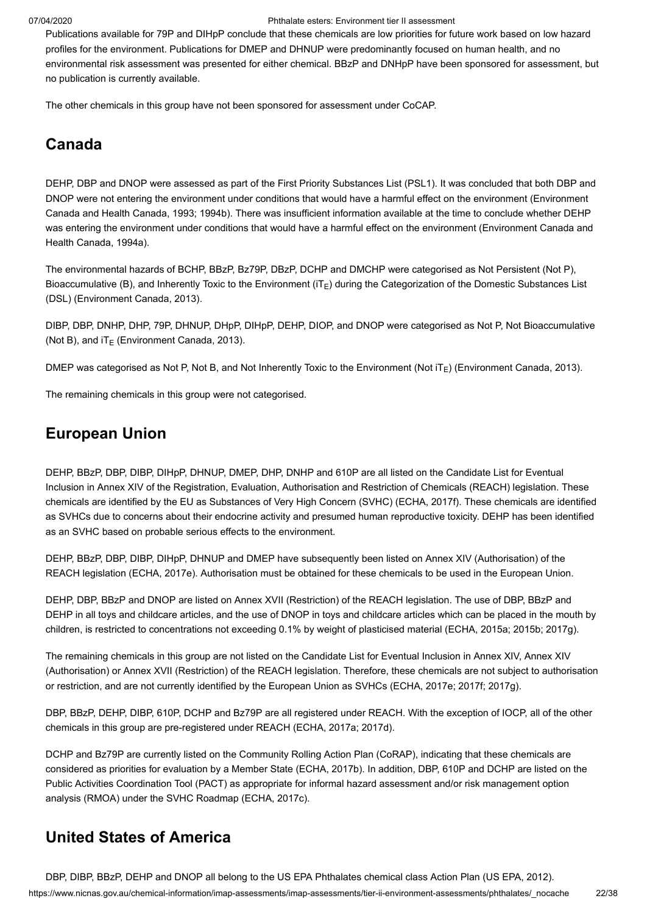Publications available for 79P and DIHpP conclude that these chemicals are low priorities for future work based on low hazard profiles for the environment. Publications for DMEP and DHNUP were predominantly focused on human health, and no environmental risk assessment was presented for either chemical. BBzP and DNHpP have been sponsored for assessment, but no publication is currently available.

The other chemicals in this group have not been sponsored for assessment under CoCAP.

## Canada

DEHP, DBP and DNOP were assessed as part of the First Priority Substances List (PSL1). It was concluded that both DBP and DNOP were not entering the environment under conditions that would have a harmful effect on the environment (Environment Canada and Health Canada, 1993; 1994b). There was insufficient information available at the time to conclude whether DEHP was entering the environment under conditions that would have a harmful effect on the environment (Environment Canada and Health Canada, 1994a).

The environmental hazards of BCHP, BBzP, Bz79P, DBzP, DCHP and DMCHP were categorised as Not Persistent (Not P), Bioaccumulative (B), and Inherently Toxic to the Environment ($iT_E$) during the Categorization of the Domestic Substances List (DSL) (Environment Canada, 2013).

DIBP, DBP, DNHP, DHP, 79P, DHNUP, DHpP, DIHpP, DEHP, DIOP, and DNOP were categorised as Not P, Not Bioaccumulative (Not B), and $iT_E$ (Environment Canada, 2013).

DMEP was categorised as Not P, Not B, and Not Inherently Toxic to the Environment (Not $iT_E$) (Environment Canada, 2013).

The remaining chemicals in this group were not categorised.

## European Union

DEHP, BBzP, DBP, DIBP, DIHpP, DHNUP, DMEP, DHP, DNHP and 610P are all listed on the Candidate List for Eventual Inclusion in Annex XIV of the Registration, Evaluation, Authorisation and Restriction of Chemicals (REACH) legislation. These chemicals are identified by the EU as Substances of Very High Concern (SVHC) (ECHA, 2017f). These chemicals are identified as SVHCs due to concerns about their endocrine activity and presumed human reproductive toxicity. DEHP has been identified as an SVHC based on probable serious effects to the environment.

DEHP, BBzP, DBP, DIBP, DIHpP, DHNUP and DMEP have subsequently been listed on Annex XIV (Authorisation) of the REACH legislation (ECHA, 2017e). Authorisation must be obtained for these chemicals to be used in the European Union.

DEHP, DBP, BBzP and DNOP are listed on Annex XVII (Restriction) of the REACH legislation. The use of DBP, BBzP and DEHP in all toys and childcare articles, and the use of DNOP in toys and childcare articles which can be placed in the mouth by children, is restricted to concentrations not exceeding 0.1% by weight of plasticised material (ECHA, 2015a; 2015b; 2017g).

The remaining chemicals in this group are not listed on the Candidate List for Eventual Inclusion in Annex XIV, Annex XIV (Authorisation) or Annex XVII (Restriction) of the REACH legislation. Therefore, these chemicals are not subject to authorisation or restriction, and are not currently identified by the European Union as SVHCs (ECHA, 2017e; 2017f; 2017g).

DBP, BBzP, DEHP, DIBP, 610P, DCHP and Bz79P are all registered under REACH. With the exception of IOCP, all of the other chemicals in this group are pre-registered under REACH (ECHA, 2017a; 2017d).

DCHP and Bz79P are currently listed on the Community Rolling Action Plan (CoRAP), indicating that these chemicals are considered as priorities for evaluation by a Member State (ECHA, 2017b). In addition, DBP, 610P and DCHP are listed on the Public Activities Coordination Tool (PACT) as appropriate for informal hazard assessment and/or risk management option analysis (RMOA) under the SVHC Roadmap (ECHA, 2017c).

## United States of America

DBP, DIBP, BBzP, DEHP and DNOP all belong to the US EPA Phthalates chemical class Action Plan (US EPA, 2012).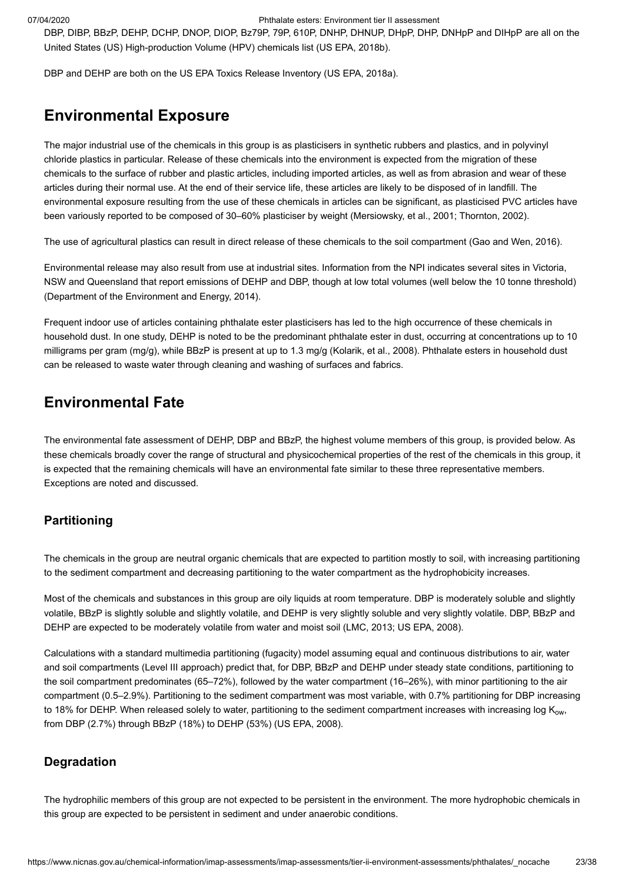DBP, DIBP, BBzP, DEHP, DCHP, DNOP, DIOP, Bz79P, 79P, 610P, DNHP, DHNUP, DHpP, DHP, DNHpP and DIHpP are all on the United States (US) High-production Volume (HPV) chemicals list (US EPA, 2018b).

DBP and DEHP are both on the US EPA Toxics Release Inventory (US EPA, 2018a).

## Environmental Exposure

The major industrial use of the chemicals in this group is as plasticisers in synthetic rubbers and plastics, and in polyvinyl chloride plastics in particular. Release of these chemicals into the environment is expected from the migration of these chemicals to the surface of rubber and plastic articles, including imported articles, as well as from abrasion and wear of these articles during their normal use. At the end of their service life, these articles are likely to be disposed of in landfill. The environmental exposure resulting from the use of these chemicals in articles can be significant, as plasticised PVC articles have been variously reported to be composed of 30–60% plasticiser by weight (Mersiowsky, et al., 2001; Thornton, 2002).

The use of agricultural plastics can result in direct release of these chemicals to the soil compartment (Gao and Wen, 2016).

Environmental release may also result from use at industrial sites. Information from the NPI indicates several sites in Victoria, NSW and Queensland that report emissions of DEHP and DBP, though at low total volumes (well below the 10 tonne threshold) (Department of the Environment and Energy, 2014).

Frequent indoor use of articles containing phthalate ester plasticisers has led to the high occurrence of these chemicals in household dust. In one study, DEHP is noted to be the predominant phthalate ester in dust, occurring at concentrations up to 10 milligrams per gram (mg/g), while BBzP is present at up to 1.3 mg/g (Kolarik, et al., 2008). Phthalate esters in household dust can be released to waste water through cleaning and washing of surfaces and fabrics.

## Environmental Fate

The environmental fate assessment of DEHP, DBP and BBzP, the highest volume members of this group, is provided below. As these chemicals broadly cover the range of structural and physicochemical properties of the rest of the chemicals in this group, it is expected that the remaining chemicals will have an environmental fate similar to these three representative members. Exceptions are noted and discussed.

### Partitioning

The chemicals in the group are neutral organic chemicals that are expected to partition mostly to soil, with increasing partitioning to the sediment compartment and decreasing partitioning to the water compartment as the hydrophobicity increases.

Most of the chemicals and substances in this group are oily liquids at room temperature. DBP is moderately soluble and slightly volatile, BBzP is slightly soluble and slightly volatile, and DEHP is very slightly soluble and very slightly volatile. DBP, BBzP and DEHP are expected to be moderately volatile from water and moist soil (LMC, 2013; US EPA, 2008).

Calculations with a standard multimedia partitioning (fugacity) model assuming equal and continuous distributions to air, water and soil compartments (Level III approach) predict that, for DBP, BBzP and DEHP under steady state conditions, partitioning to the soil compartment predominates (65–72%), followed by the water compartment (16–26%), with minor partitioning to the air compartment (0.5–2.9%). Partitioning to the sediment compartment was most variable, with 0.7% partitioning for DBP increasing to 18% for DEHP. When released solely to water, partitioning to the sediment compartment increases with increasing log $K_{ow}$, from DBP (2.7%) through BBzP (18%) to DEHP (53%) (US EPA, 2008).

### Degradation

The hydrophilic members of this group are not expected to be persistent in the environment. The more hydrophobic chemicals in this group are expected to be persistent in sediment and under anaerobic conditions.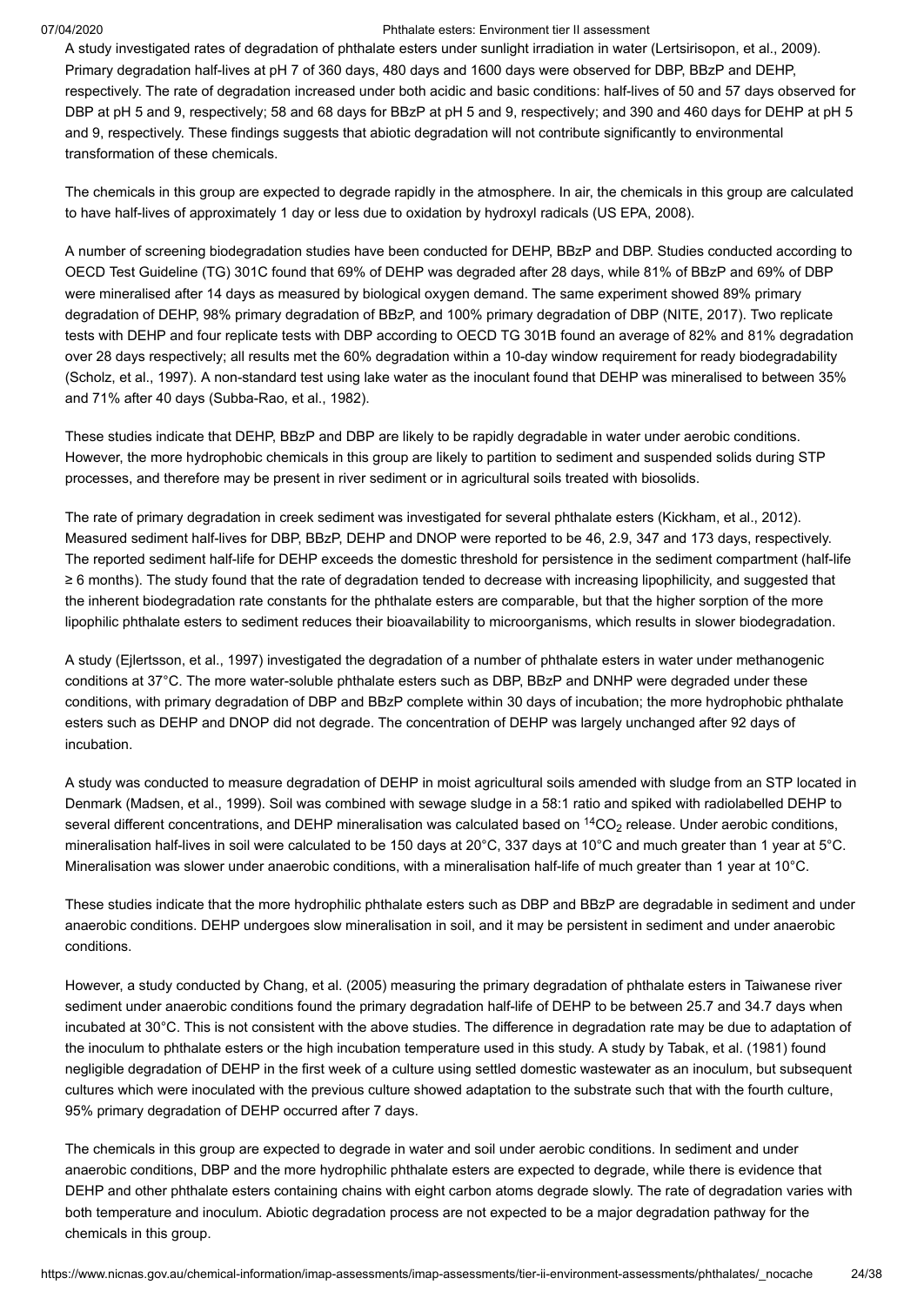A study investigated rates of degradation of phthalate esters under sunlight irradiation in water (Lertsirisopon, et al., 2009). Primary degradation half-lives at pH 7 of 360 days, 480 days and 1600 days were observed for DBP, BBzP and DEHP, respectively. The rate of degradation increased under both acidic and basic conditions: half-lives of 50 and 57 days observed for DBP at pH 5 and 9, respectively; 58 and 68 days for BBzP at pH 5 and 9, respectively; and 390 and 460 days for DEHP at pH 5 and 9, respectively. These findings suggests that abiotic degradation will not contribute significantly to environmental transformation of these chemicals.

The chemicals in this group are expected to degrade rapidly in the atmosphere. In air, the chemicals in this group are calculated to have half-lives of approximately 1 day or less due to oxidation by hydroxyl radicals (US EPA, 2008).

A number of screening biodegradation studies have been conducted for DEHP, BBzP and DBP. Studies conducted according to OECD Test Guideline (TG) 301C found that 69% of DEHP was degraded after 28 days, while 81% of BBzP and 69% of DBP were mineralised after 14 days as measured by biological oxygen demand. The same experiment showed 89% primary degradation of DEHP, 98% primary degradation of BBzP, and 100% primary degradation of DBP (NITE, 2017). Two replicate tests with DEHP and four replicate tests with DBP according to OECD TG 301B found an average of 82% and 81% degradation over 28 days respectively; all results met the 60% degradation within a 10-day window requirement for ready biodegradability (Scholz, et al., 1997). A non-standard test using lake water as the inoculant found that DEHP was mineralised to between 35% and 71% after 40 days (Subba-Rao, et al., 1982).

These studies indicate that DEHP, BBzP and DBP are likely to be rapidly degradable in water under aerobic conditions. However, the more hydrophobic chemicals in this group are likely to partition to sediment and suspended solids during STP processes, and therefore may be present in river sediment or in agricultural soils treated with biosolids.

The rate of primary degradation in creek sediment was investigated for several phthalate esters (Kickham, et al., 2012). Measured sediment half-lives for DBP, BBzP, DEHP and DNOP were reported to be 46, 2.9, 347 and 173 days, respectively. The reported sediment half-life for DEHP exceeds the domestic threshold for persistence in the sediment compartment (half-life ≥ 6 months). The study found that the rate of degradation tended to decrease with increasing lipophilicity, and suggested that the inherent biodegradation rate constants for the phthalate esters are comparable, but that the higher sorption of the more lipophilic phthalate esters to sediment reduces their bioavailability to microorganisms, which results in slower biodegradation.

A study (Ejlertsson, et al., 1997) investigated the degradation of a number of phthalate esters in water under methanogenic conditions at 37°C. The more water-soluble phthalate esters such as DBP, BBzP and DNHP were degraded under these conditions, with primary degradation of DBP and BBzP complete within 30 days of incubation; the more hydrophobic phthalate esters such as DEHP and DNOP did not degrade. The concentration of DEHP was largely unchanged after 92 days of incubation.

A study was conducted to measure degradation of DEHP in moist agricultural soils amended with sludge from an STP located in Denmark (Madsen, et al., 1999). Soil was combined with sewage sludge in a 58:1 ratio and spiked with radiolabelled DEHP to several different concentrations, and DEHP mineralisation was calculated based on $^{14}CO_2$ release. Under aerobic conditions, mineralisation half-lives in soil were calculated to be 150 days at 20°C, 337 days at 10°C and much greater than 1 year at 5°C. Mineralisation was slower under anaerobic conditions, with a mineralisation half-life of much greater than 1 year at 10°C.

These studies indicate that the more hydrophilic phthalate esters such as DBP and BBzP are degradable in sediment and under anaerobic conditions. DEHP undergoes slow mineralisation in soil, and it may be persistent in sediment and under anaerobic conditions.

However, a study conducted by Chang, et al. (2005) measuring the primary degradation of phthalate esters in Taiwanese river sediment under anaerobic conditions found the primary degradation half-life of DEHP to be between 25.7 and 34.7 days when incubated at 30°C. This is not consistent with the above studies. The difference in degradation rate may be due to adaptation of the inoculum to phthalate esters or the high incubation temperature used in this study. A study by Tabak, et al. (1981) found negligible degradation of DEHP in the first week of a culture using settled domestic wastewater as an inoculum, but subsequent cultures which were inoculated with the previous culture showed adaptation to the substrate such that with the fourth culture, 95% primary degradation of DEHP occurred after 7 days.

The chemicals in this group are expected to degrade in water and soil under aerobic conditions. In sediment and under anaerobic conditions, DBP and the more hydrophilic phthalate esters are expected to degrade, while there is evidence that DEHP and other phthalate esters containing chains with eight carbon atoms degrade slowly. The rate of degradation varies with both temperature and inoculum. Abiotic degradation process are not expected to be a major degradation pathway for the chemicals in this group.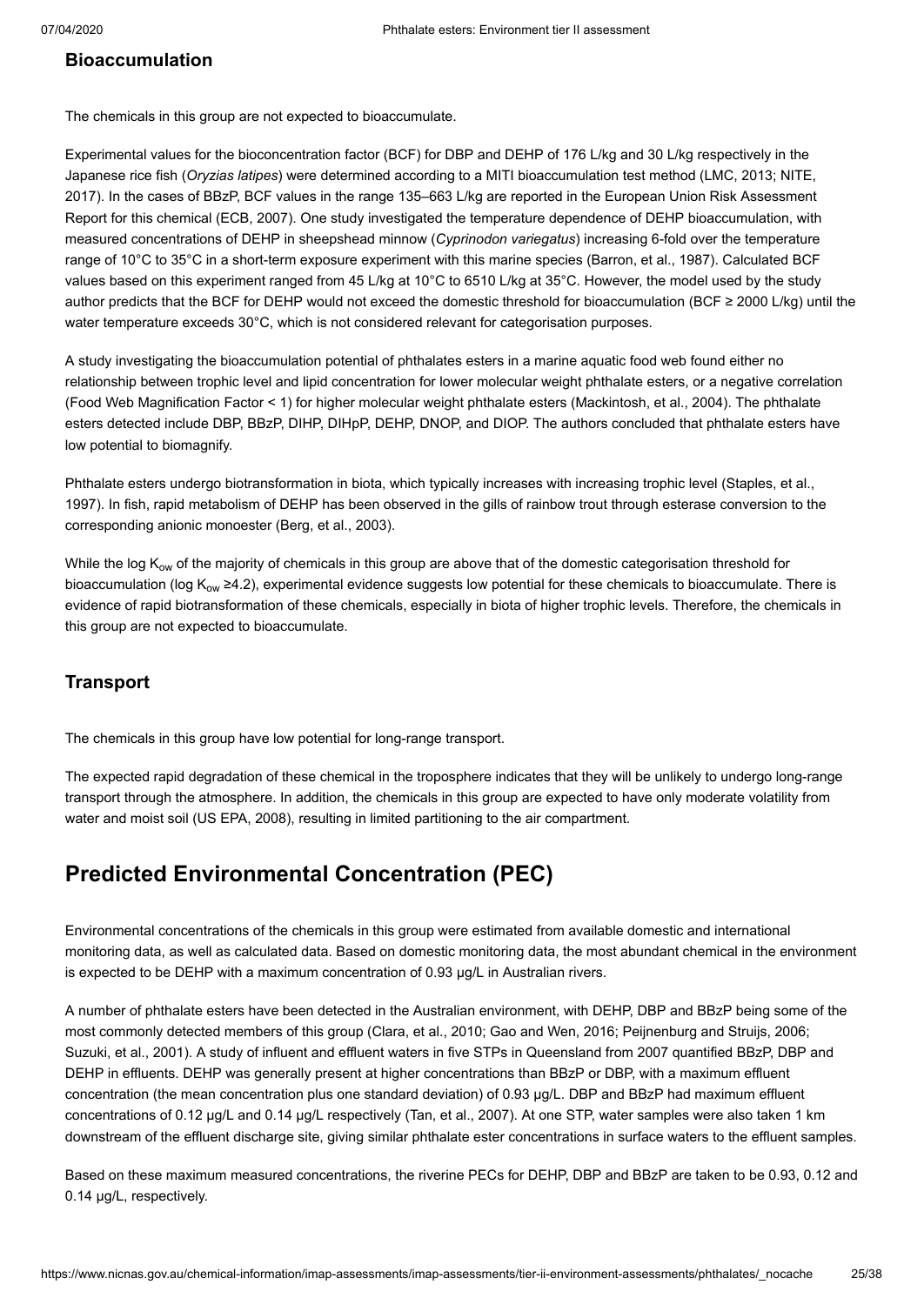## Bioaccumulation

The chemicals in this group are not expected to bioaccumulate.

Experimental values for the bioconcentration factor (BCF) for DBP and DEHP of 176 L/kg and 30 L/kg respectively in the Japanese rice fish (*Oryzias latipes*) were determined according to a MITI bioaccumulation test method (LMC, 2013; NITE, 2017). In the cases of BBzP, BCF values in the range 135–663 L/kg are reported in the European Union Risk Assessment Report for this chemical (ECB, 2007). One study investigated the temperature dependence of DEHP bioaccumulation, with measured concentrations of DEHP in sheepshead minnow (*Cyprinodon variegatus*) increasing 6-fold over the temperature range of 10°C to 35°C in a short-term exposure experiment with this marine species (Barron, et al., 1987). Calculated BCF values based on this experiment ranged from 45 L/kg at 10°C to 6510 L/kg at 35°C. However, the model used by the study author predicts that the BCF for DEHP would not exceed the domestic threshold for bioaccumulation (BCF ≥ 2000 L/kg) until the water temperature exceeds 30°C, which is not considered relevant for categorisation purposes.

A study investigating the bioaccumulation potential of phthalates esters in a marine aquatic food web found either no relationship between trophic level and lipid concentration for lower molecular weight phthalate esters, or a negative correlation (Food Web Magnification Factor < 1) for higher molecular weight phthalate esters (Mackintosh, et al., 2004). The phthalate esters detected include DBP, BBzP, DIHP, DIHpP, DEHP, DNOP, and DIOP. The authors concluded that phthalate esters have low potential to biomagnify.

Phthalate esters undergo biotransformation in biota, which typically increases with increasing trophic level (Staples, et al., 1997). In fish, rapid metabolism of DEHP has been observed in the gills of rainbow trout through esterase conversion to the corresponding anionic monoester (Berg, et al., 2003).

While the log $K_{ow}$ of the majority of chemicals in this group are above that of the domestic categorisation threshold for bioaccumulation (log $K_{ow}$ ≥4.2), experimental evidence suggests low potential for these chemicals to bioaccumulate. There is evidence of rapid biotransformation of these chemicals, especially in biota of higher trophic levels. Therefore, the chemicals in this group are not expected to bioaccumulate.

## Transport

The chemicals in this group have low potential for long-range transport.

The expected rapid degradation of these chemical in the troposphere indicates that they will be unlikely to undergo long-range transport through the atmosphere. In addition, the chemicals in this group are expected to have only moderate volatility from water and moist soil (US EPA, 2008), resulting in limited partitioning to the air compartment.

# Predicted Environmental Concentration (PEC)

Environmental concentrations of the chemicals in this group were estimated from available domestic and international monitoring data, as well as calculated data. Based on domestic monitoring data, the most abundant chemical in the environment is expected to be DEHP with a maximum concentration of 0.93 µg/L in Australian rivers.

A number of phthalate esters have been detected in the Australian environment, with DEHP, DBP and BBzP being some of the most commonly detected members of this group (Clara, et al., 2010; Gao and Wen, 2016; Peijnenburg and Struijs, 2006; Suzuki, et al., 2001). A study of influent and effluent waters in five STPs in Queensland from 2007 quantified BBzP, DBP and DEHP in effluents. DEHP was generally present at higher concentrations than BBzP or DBP, with a maximum effluent concentration (the mean concentration plus one standard deviation) of 0.93 µg/L. DBP and BBzP had maximum effluent concentrations of 0.12 µg/L and 0.14 µg/L respectively (Tan, et al., 2007). At one STP, water samples were also taken 1 km downstream of the effluent discharge site, giving similar phthalate ester concentrations in surface waters to the effluent samples.

Based on these maximum measured concentrations, the riverine PECs for DEHP, DBP and BBzP are taken to be 0.93, 0.12 and 0.14 µg/L, respectively.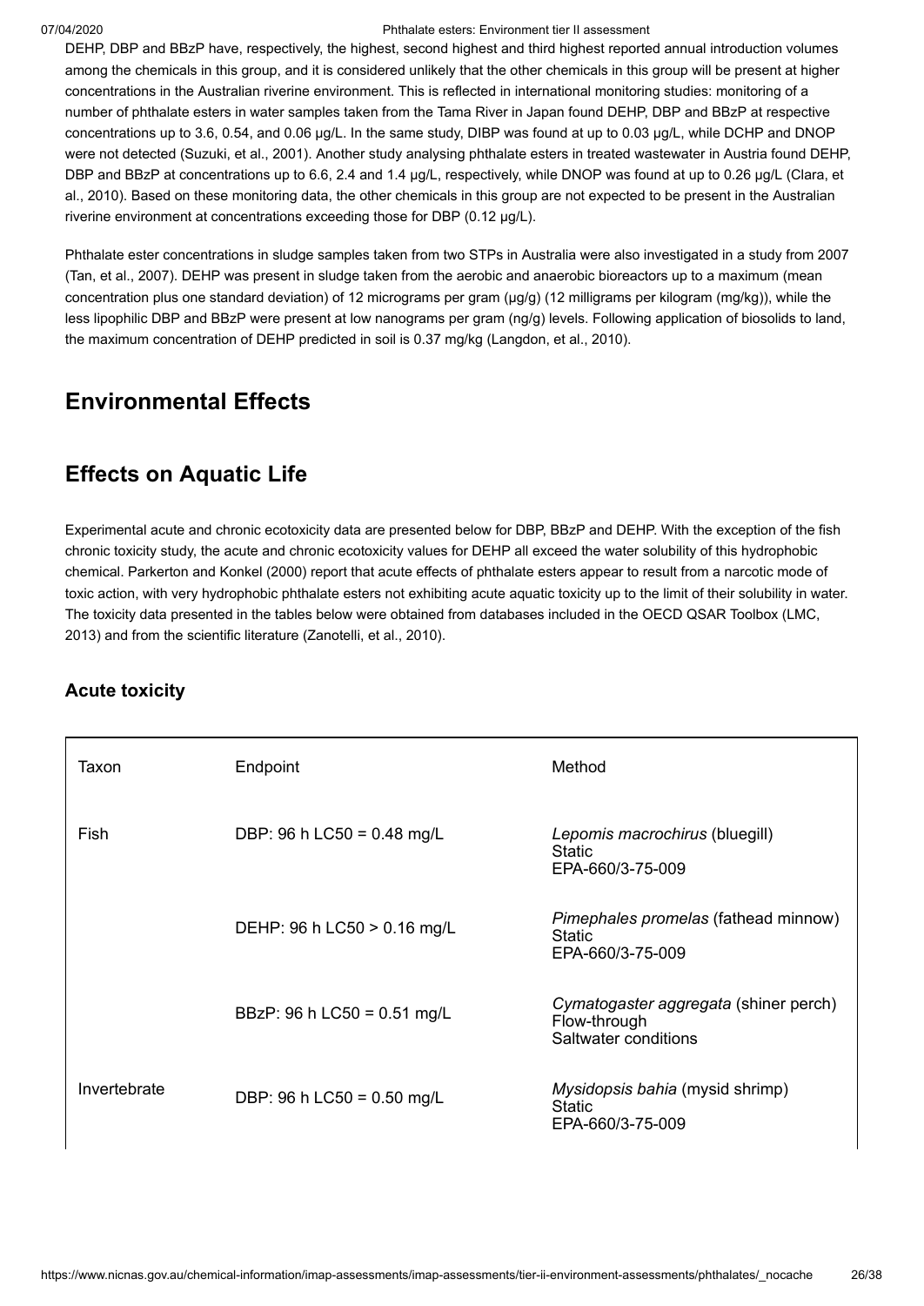DEHP, DBP and BBzP have, respectively, the highest, second highest and third highest reported annual introduction volumes among the chemicals in this group, and it is considered unlikely that the other chemicals in this group will be present at higher concentrations in the Australian riverine environment. This is reflected in international monitoring studies: monitoring of a number of phthalate esters in water samples taken from the Tama River in Japan found DEHP, DBP and BBzP at respective concentrations up to 3.6, 0.54, and 0.06 µg/L. In the same study, DIBP was found at up to 0.03 µg/L, while DCHP and DNOP were not detected (Suzuki, et al., 2001). Another study analysing phthalate esters in treated wastewater in Austria found DEHP, DBP and BBzP at concentrations up to 6.6, 2.4 and 1.4 µg/L, respectively, while DNOP was found at up to 0.26 µg/L (Clara, et al., 2010). Based on these monitoring data, the other chemicals in this group are not expected to be present in the Australian riverine environment at concentrations exceeding those for DBP (0.12 µg/L).

Phthalate ester concentrations in sludge samples taken from two STPs in Australia were also investigated in a study from 2007 (Tan, et al., 2007). DEHP was present in sludge taken from the aerobic and anaerobic bioreactors up to a maximum (mean concentration plus one standard deviation) of 12 micrograms per gram (µg/g) (12 milligrams per kilogram (mg/kg)), while the less lipophilic DBP and BBzP were present at low nanograms per gram (ng/g) levels. Following application of biosolids to land, the maximum concentration of DEHP predicted in soil is 0.37 mg/kg (Langdon, et al., 2010).

# Environmental Effects

## Effects on Aquatic Life

Experimental acute and chronic ecotoxicity data are presented below for DBP, BBzP and DEHP. With the exception of the fish chronic toxicity study, the acute and chronic ecotoxicity values for DEHP all exceed the water solubility of this hydrophobic chemical. Parkerton and Konkel (2000) report that acute effects of phthalate esters appear to result from a narcotic mode of toxic action, with very hydrophobic phthalate esters not exhibiting acute aquatic toxicity up to the limit of their solubility in water. The toxicity data presented in the tables below were obtained from databases included in the OECD QSAR Toolbox (LMC, 2013) and from the scientific literature (Zanotelli, et al., 2010).

### Acute toxicity

| Taxon | Endpoint | Method |
|---|---|---|
| Fish | DBP: 96 h LC50 = 0.48 mg/L | *Lepomis macrochirus* (bluegill)<br>Static<br>EPA-660/3-75-009 |
| | DEHP: 96 h LC50 > 0.16 mg/L | *Pimephales promelas* (fathead minnow)<br>Static<br>EPA-660/3-75-009 |
| | BBzP: 96 h LC50 = 0.51 mg/L | *Cymatogaster aggregata* (shiner perch)<br>Flow-through<br>Saltwater conditions |
| Invertebrate | DBP: 96 h LC50 = 0.50 mg/L | *Mysidopsis bahia* (mysid shrimp)<br>Static<br>EPA-660/3-75-009 |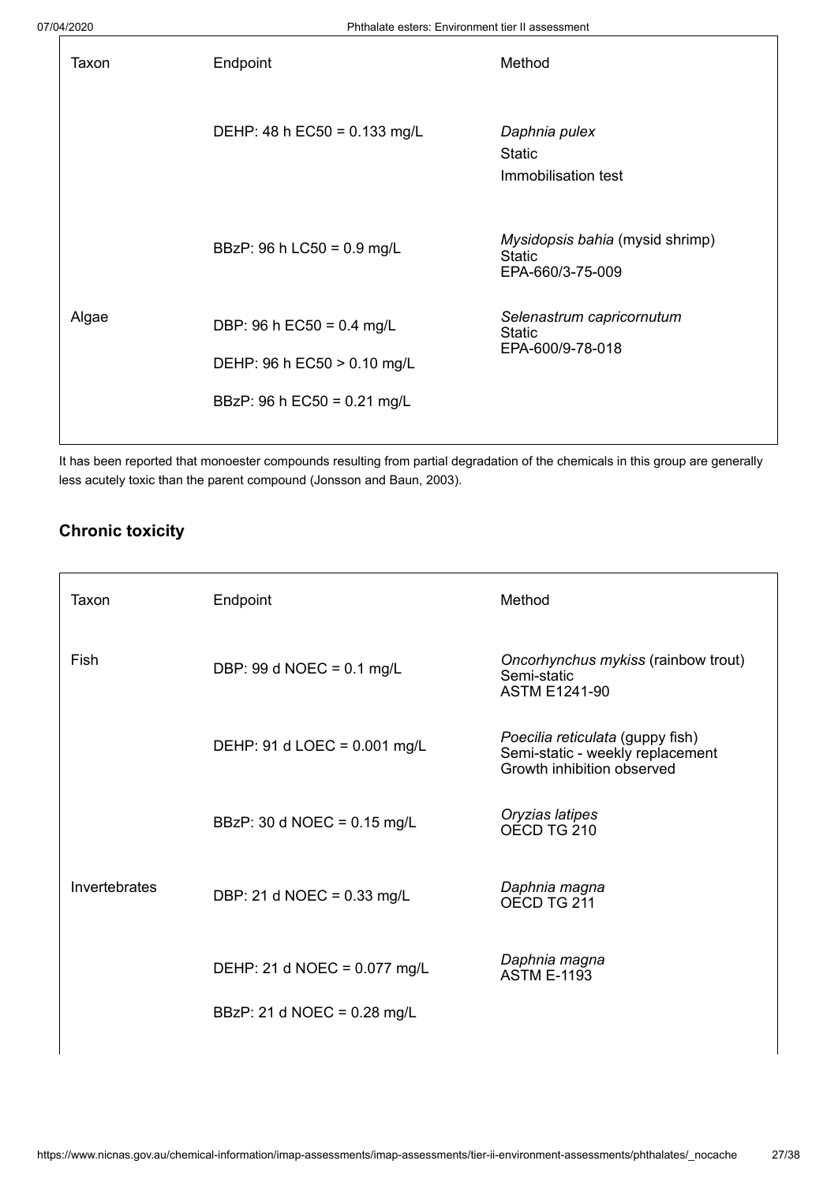| Taxon | Endpoint | Method |
|---|---|---|
| | DEHP: 48 h EC50 = 0.133 mg/L | *Daphnia pulex*<br>Static<br>Immobilisation test |
| | BBzP: 96 h LC50 = 0.9 mg/L | *Mysidopsis bahia* (mysid shrimp)<br>Static<br>EPA-660/3-75-009 |
| Algae | DBP: 96 h EC50 = 0.4 mg/L<br>DEHP: 96 h EC50 > 0.10 mg/L<br>BBzP: 96 h EC50 = 0.21 mg/L | *Selenastrum capricornutum*<br>Static<br>EPA-600/9-78-018 |

It has been reported that monoester compounds resulting from partial degradation of the chemicals in this group are generally less acutely toxic than the parent compound (Jonsson and Baun, 2003).

### Chronic toxicity

| Taxon | Endpoint | Method |
|---|---|---|
| Fish | DBP: 99 d NOEC = 0.1 mg/L | *Oncorhynchus mykiss* (rainbow trout)<br>Semi-static<br>ASTM E1241-90 |
| | DEHP: 91 d LOEC = 0.001 mg/L | *Poecilia reticulata* (guppy fish)<br>Semi-static - weekly replacement<br>Growth inhibition observed |
| | BBzP: 30 d NOEC = 0.15 mg/L | *Oryzias latipes*<br>OECD TG 210 |
| Invertebrates | DBP: 21 d NOEC = 0.33 mg/L | *Daphnia magna*<br>OECD TG 211 |
| | DEHP: 21 d NOEC = 0.077 mg/L<br>BBzP: 21 d NOEC = 0.28 mg/L | *Daphnia magna*<br>ASTM E-1193 |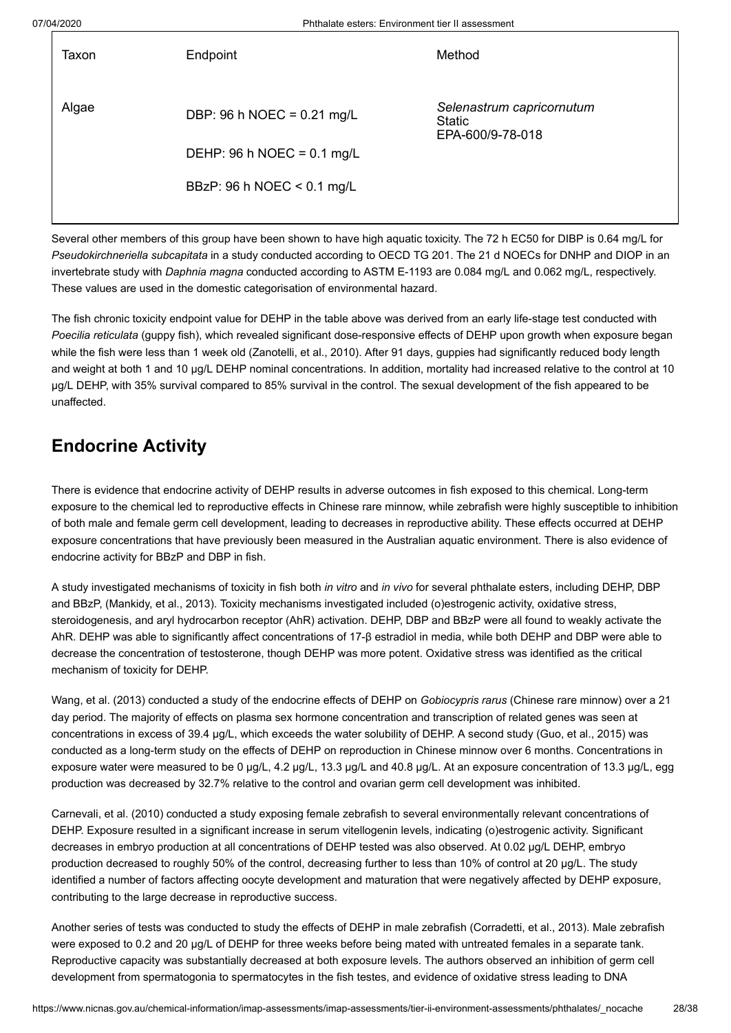| Taxon | Endpoint | Method |
| --- | --- | --- |
| Algae | DBP: 96 h NOEC = 0.21 mg/L<br><br>DEHP: 96 h NOEC = 0.1 mg/L<br><br>BBzP: 96 h NOEC < 0.1 mg/L | *Selenastrum capricornutum*<br>Static<br>EPA-600/9-78-018 |

Several other members of this group have been shown to have high aquatic toxicity. The 72 h EC50 for DIBP is 0.64 mg/L for *Pseudokirchneriella subcapitata* in a study conducted according to OECD TG 201. The 21 d NOECs for DNHP and DIOP in an invertebrate study with *Daphnia magna* conducted according to ASTM E-1193 are 0.084 mg/L and 0.062 mg/L, respectively. These values are used in the domestic categorisation of environmental hazard.

The fish chronic toxicity endpoint value for DEHP in the table above was derived from an early life-stage test conducted with *Poecilia reticulata* (guppy fish), which revealed significant dose-responsive effects of DEHP upon growth when exposure began while the fish were less than 1 week old (Zanotelli, et al., 2010). After 91 days, guppies had significantly reduced body length and weight at both 1 and 10 µg/L DEHP nominal concentrations. In addition, mortality had increased relative to the control at 10 µg/L DEHP, with 35% survival compared to 85% survival in the control. The sexual development of the fish appeared to be unaffected.

## Endocrine Activity

There is evidence that endocrine activity of DEHP results in adverse outcomes in fish exposed to this chemical. Long-term exposure to the chemical led to reproductive effects in Chinese rare minnow, while zebrafish were highly susceptible to inhibition of both male and female germ cell development, leading to decreases in reproductive ability. These effects occurred at DEHP exposure concentrations that have previously been measured in the Australian aquatic environment. There is also evidence of endocrine activity for BBzP and DBP in fish.

A study investigated mechanisms of toxicity in fish both *in vitro* and *in vivo* for several phthalate esters, including DEHP, DBP and BBzP, (Mankidy, et al., 2013). Toxicity mechanisms investigated included (o)estrogenic activity, oxidative stress, steroidogenesis, and aryl hydrocarbon receptor (AhR) activation. DEHP, DBP and BBzP were all found to weakly activate the AhR. DEHP was able to significantly affect concentrations of 17-β estradiol in media, while both DEHP and DBP were able to decrease the concentration of testosterone, though DEHP was more potent. Oxidative stress was identified as the critical mechanism of toxicity for DEHP.

Wang, et al. (2013) conducted a study of the endocrine effects of DEHP on *Gobiocypris rarus* (Chinese rare minnow) over a 21 day period. The majority of effects on plasma sex hormone concentration and transcription of related genes was seen at concentrations in excess of 39.4 µg/L, which exceeds the water solubility of DEHP. A second study (Guo, et al., 2015) was conducted as a long-term study on the effects of DEHP on reproduction in Chinese minnow over 6 months. Concentrations in exposure water were measured to be 0 µg/L, 4.2 µg/L, 13.3 µg/L and 40.8 µg/L. At an exposure concentration of 13.3 µg/L, egg production was decreased by 32.7% relative to the control and ovarian germ cell development was inhibited.

Carnevali, et al. (2010) conducted a study exposing female zebrafish to several environmentally relevant concentrations of DEHP. Exposure resulted in a significant increase in serum vitellogenin levels, indicating (o)estrogenic activity. Significant decreases in embryo production at all concentrations of DEHP tested was also observed. At 0.02 µg/L DEHP, embryo production decreased to roughly 50% of the control, decreasing further to less than 10% of control at 20 µg/L. The study identified a number of factors affecting oocyte development and maturation that were negatively affected by DEHP exposure, contributing to the large decrease in reproductive success.

Another series of tests was conducted to study the effects of DEHP in male zebrafish (Corradetti, et al., 2013). Male zebrafish were exposed to 0.2 and 20 µg/L of DEHP for three weeks before being mated with untreated females in a separate tank. Reproductive capacity was substantially decreased at both exposure levels. The authors observed an inhibition of germ cell development from spermatogonia to spermatocytes in the fish testes, and evidence of oxidative stress leading to DNA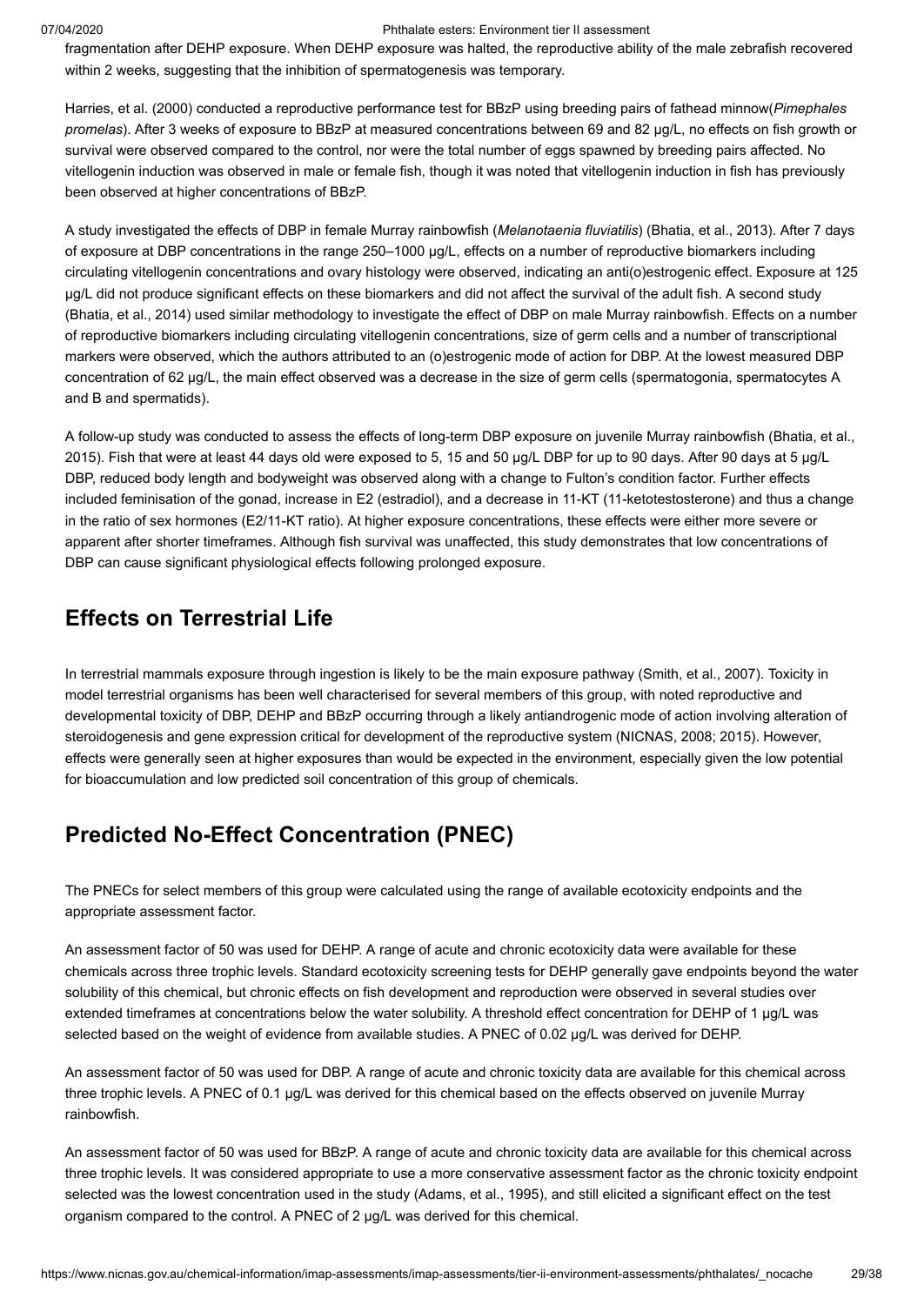fragmentation after DEHP exposure. When DEHP exposure was halted, the reproductive ability of the male zebrafish recovered within 2 weeks, suggesting that the inhibition of spermatogenesis was temporary.

Harries, et al. (2000) conducted a reproductive performance test for BBzP using breeding pairs of fathead minnow(*Pimephales promelas*). After 3 weeks of exposure to BBzP at measured concentrations between 69 and 82 µg/L, no effects on fish growth or survival were observed compared to the control, nor were the total number of eggs spawned by breeding pairs affected. No vitellogenin induction was observed in male or female fish, though it was noted that vitellogenin induction in fish has previously been observed at higher concentrations of BBzP.

A study investigated the effects of DBP in female Murray rainbowfish (*Melanotaenia fluviatilis*) (Bhatia, et al., 2013). After 7 days of exposure at DBP concentrations in the range 250–1000 µg/L, effects on a number of reproductive biomarkers including circulating vitellogenin concentrations and ovary histology were observed, indicating an anti(o)estrogenic effect. Exposure at 125 µg/L did not produce significant effects on these biomarkers and did not affect the survival of the adult fish. A second study (Bhatia, et al., 2014) used similar methodology to investigate the effect of DBP on male Murray rainbowfish. Effects on a number of reproductive biomarkers including circulating vitellogenin concentrations, size of germ cells and a number of transcriptional markers were observed, which the authors attributed to an (o)estrogenic mode of action for DBP. At the lowest measured DBP concentration of 62 µg/L, the main effect observed was a decrease in the size of germ cells (spermatogonia, spermatocytes A and B and spermatids).

A follow-up study was conducted to assess the effects of long-term DBP exposure on juvenile Murray rainbowfish (Bhatia, et al., 2015). Fish that were at least 44 days old were exposed to 5, 15 and 50 µg/L DBP for up to 90 days. After 90 days at 5 µg/L DBP, reduced body length and bodyweight was observed along with a change to Fulton's condition factor. Further effects included feminisation of the gonad, increase in E2 (estradiol), and a decrease in 11-KT (11-ketotestosterone) and thus a change in the ratio of sex hormones (E2/11-KT ratio). At higher exposure concentrations, these effects were either more severe or apparent after shorter timeframes. Although fish survival was unaffected, this study demonstrates that low concentrations of DBP can cause significant physiological effects following prolonged exposure.

## Effects on Terrestrial Life

In terrestrial mammals exposure through ingestion is likely to be the main exposure pathway (Smith, et al., 2007). Toxicity in model terrestrial organisms has been well characterised for several members of this group, with noted reproductive and developmental toxicity of DBP, DEHP and BBzP occurring through a likely antiandrogenic mode of action involving alteration of steroidogenesis and gene expression critical for development of the reproductive system (NICNAS, 2008; 2015). However, effects were generally seen at higher exposures than would be expected in the environment, especially given the low potential for bioaccumulation and low predicted soil concentration of this group of chemicals.

## Predicted No-Effect Concentration (PNEC)

The PNECs for select members of this group were calculated using the range of available ecotoxicity endpoints and the appropriate assessment factor.

An assessment factor of 50 was used for DEHP. A range of acute and chronic ecotoxicity data were available for these chemicals across three trophic levels. Standard ecotoxicity screening tests for DEHP generally gave endpoints beyond the water solubility of this chemical, but chronic effects on fish development and reproduction were observed in several studies over extended timeframes at concentrations below the water solubility. A threshold effect concentration for DEHP of 1 µg/L was selected based on the weight of evidence from available studies. A PNEC of 0.02 µg/L was derived for DEHP.

An assessment factor of 50 was used for DBP. A range of acute and chronic toxicity data are available for this chemical across three trophic levels. A PNEC of 0.1 µg/L was derived for this chemical based on the effects observed on juvenile Murray rainbowfish.

An assessment factor of 50 was used for BBzP. A range of acute and chronic toxicity data are available for this chemical across three trophic levels. It was considered appropriate to use a more conservative assessment factor as the chronic toxicity endpoint selected was the lowest concentration used in the study (Adams, et al., 1995), and still elicited a significant effect on the test organism compared to the control. A PNEC of 2 µg/L was derived for this chemical.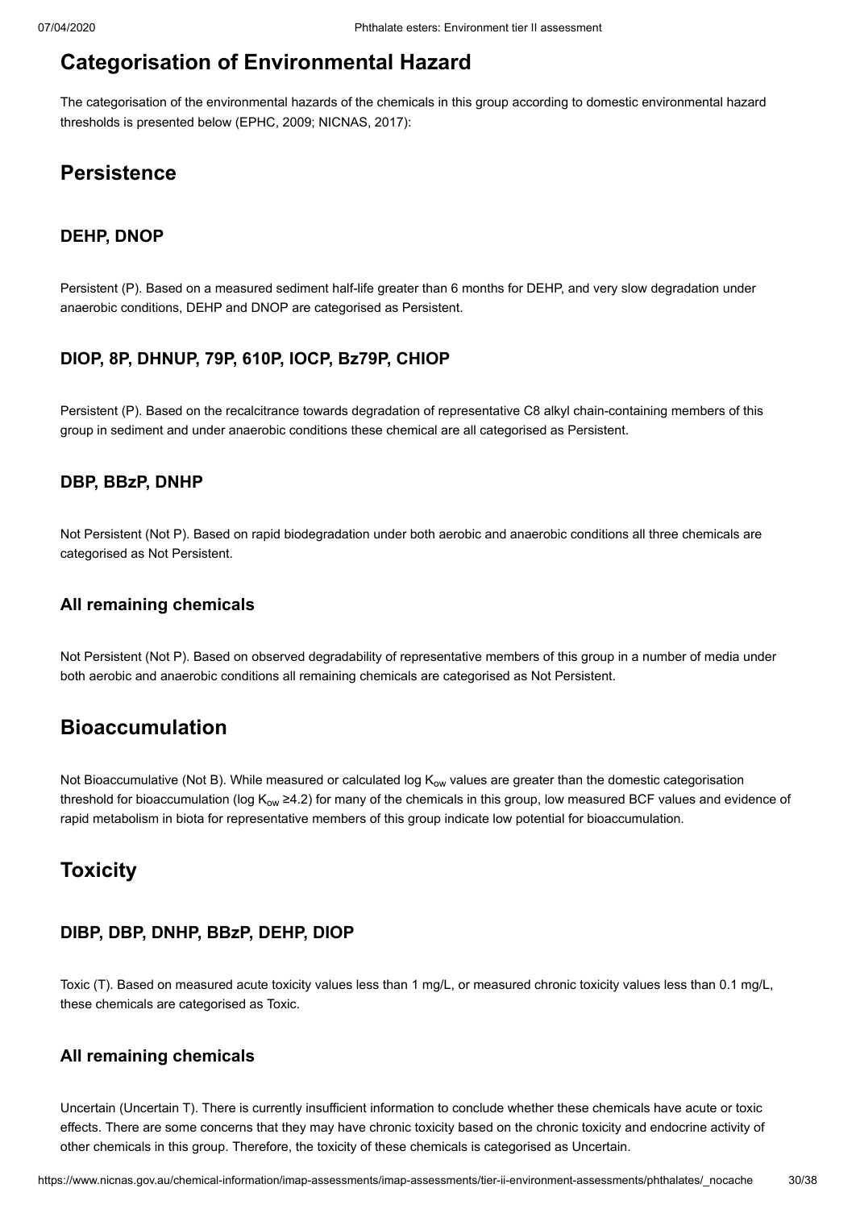## Categorisation of Environmental Hazard

The categorisation of the environmental hazards of the chemicals in this group according to domestic environmental hazard thresholds is presented below (EPHC, 2009; NICNAS, 2017):

## Persistence

### DEHP, DNOP

Persistent (P). Based on a measured sediment half-life greater than 6 months for DEHP, and very slow degradation under anaerobic conditions, DEHP and DNOP are categorised as Persistent.

### DIOP, 8P, DHNUP, 79P, 610P, IOCP, Bz79P, CHIOP

Persistent (P). Based on the recalcitrance towards degradation of representative C8 alkyl chain-containing members of this group in sediment and under anaerobic conditions these chemical are all categorised as Persistent.

### DBP, BBzP, DNHP

Not Persistent (Not P). Based on rapid biodegradation under both aerobic and anaerobic conditions all three chemicals are categorised as Not Persistent.

### All remaining chemicals

Not Persistent (Not P). Based on observed degradability of representative members of this group in a number of media under both aerobic and anaerobic conditions all remaining chemicals are categorised as Not Persistent.

## Bioaccumulation

Not Bioaccumulative (Not B). While measured or calculated log $K_{ow}$ values are greater than the domestic categorisation threshold for bioaccumulation (log $K_{ow} \geq 4.2$) for many of the chemicals in this group, low measured BCF values and evidence of rapid metabolism in biota for representative members of this group indicate low potential for bioaccumulation.

## Toxicity

### DIBP, DBP, DNHP, BBzP, DEHP, DIOP

Toxic (T). Based on measured acute toxicity values less than 1 mg/L, or measured chronic toxicity values less than 0.1 mg/L, these chemicals are categorised as Toxic.

### All remaining chemicals

Uncertain (Uncertain T). There is currently insufficient information to conclude whether these chemicals have acute or toxic effects. There are some concerns that they may have chronic toxicity based on the chronic toxicity and endocrine activity of other chemicals in this group. Therefore, the toxicity of these chemicals is categorised as Uncertain.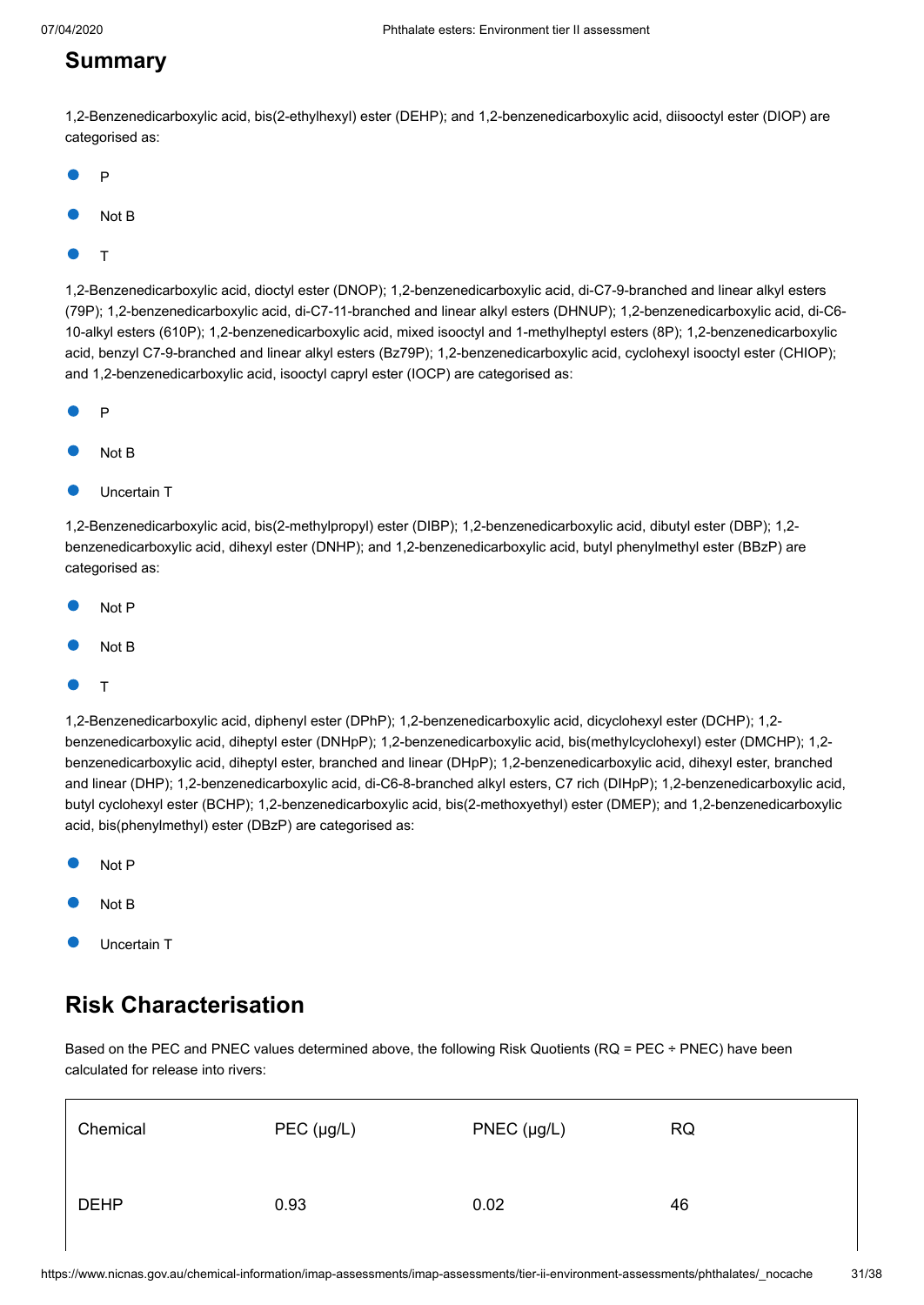## Summary

1,2-Benzenedicarboxylic acid, bis(2-ethylhexyl) ester (DEHP); and 1,2-benzenedicarboxylic acid, diisooctyl ester (DIOP) are categorised as:

- P
- Not B
- T

1,2-Benzenedicarboxylic acid, dioctyl ester (DNOP); 1,2-benzenedicarboxylic acid, di-C7-9-branched and linear alkyl esters (79P); 1,2-benzenedicarboxylic acid, di-C7-11-branched and linear alkyl esters (DHNUP); 1,2-benzenedicarboxylic acid, di-C6-10-alkyl esters (610P); 1,2-benzenedicarboxylic acid, mixed isooctyl and 1-methylheptyl esters (8P); 1,2-benzenedicarboxylic acid, benzyl C7-9-branched and linear alkyl esters (Bz79P); 1,2-benzenedicarboxylic acid, cyclohexyl isooctyl ester (CHIOP); and 1,2-benzenedicarboxylic acid, isooctyl capryl ester (IOCP) are categorised as:

- P
- Not B
- Uncertain T

1,2-Benzenedicarboxylic acid, bis(2-methylpropyl) ester (DIBP); 1,2-benzenedicarboxylic acid, dibutyl ester (DBP); 1,2-benzenedicarboxylic acid, dihexyl ester (DNHP); and 1,2-benzenedicarboxylic acid, butyl phenylmethyl ester (BBzP) are categorised as:

- Not P
- Not B
- T

1,2-Benzenedicarboxylic acid, diphenyl ester (DPhP); 1,2-benzenedicarboxylic acid, dicyclohexyl ester (DCHP); 1,2-benzenedicarboxylic acid, diheptyl ester (DNHpP); 1,2-benzenedicarboxylic acid, bis(methylcyclohexyl) ester (DMCHP); 1,2-benzenedicarboxylic acid, diheptyl ester, branched and linear (DHpP); 1,2-benzenedicarboxylic acid, dihexyl ester, branched and linear (DHP); 1,2-benzenedicarboxylic acid, di-C6-8-branched alkyl esters, C7 rich (DIHpP); 1,2-benzenedicarboxylic acid, butyl cyclohexyl ester (BCHP); 1,2-benzenedicarboxylic acid, bis(2-methoxyethyl) ester (DMEP); and 1,2-benzenedicarboxylic acid, bis(phenylmethyl) ester (DBzP) are categorised as:

- Not P
- Not B
- Uncertain T

## Risk Characterisation

Based on the PEC and PNEC values determined above, the following Risk Quotients (RQ = PEC ÷ PNEC) have been calculated for release into rivers:

| Chemical | PEC (µg/L) | PNEC (µg/L) | RQ |
|---|---|---|---|
| DEHP | 0.93 | 0.02 | 46 |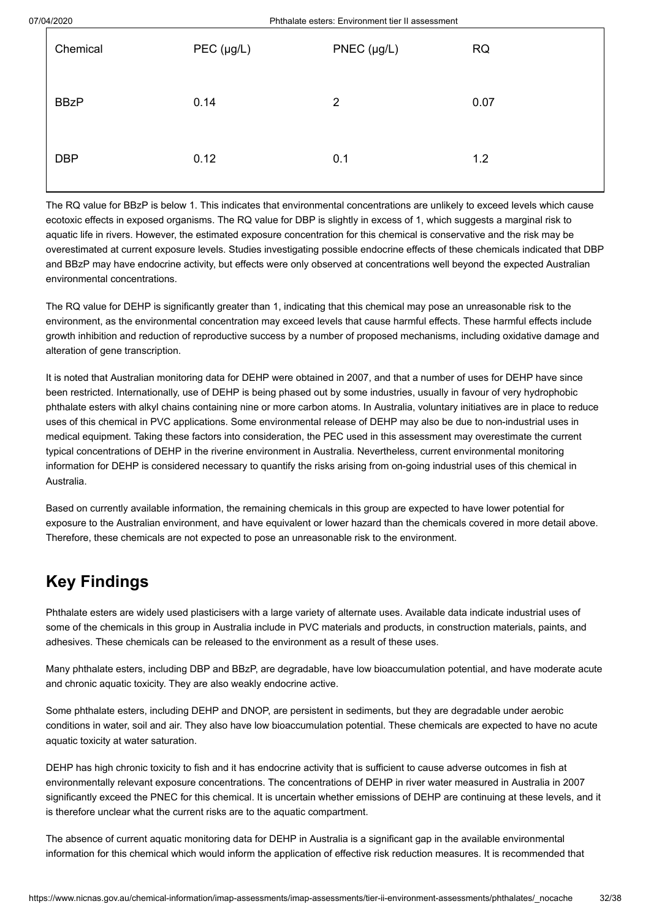| Chemical | PEC (μg/L) | PNEC (μg/L) | RQ |
|---|---|---|---|
| BBzP | 0.14 | 2 | 0.07 |
| DBP | 0.12 | 0.1 | 1.2 |

The RQ value for BBzP is below 1. This indicates that environmental concentrations are unlikely to exceed levels which cause ecotoxic effects in exposed organisms. The RQ value for DBP is slightly in excess of 1, which suggests a marginal risk to aquatic life in rivers. However, the estimated exposure concentration for this chemical is conservative and the risk may be overestimated at current exposure levels. Studies investigating possible endocrine effects of these chemicals indicated that DBP and BBzP may have endocrine activity, but effects were only observed at concentrations well beyond the expected Australian environmental concentrations.

The RQ value for DEHP is significantly greater than 1, indicating that this chemical may pose an unreasonable risk to the environment, as the environmental concentration may exceed levels that cause harmful effects. These harmful effects include growth inhibition and reduction of reproductive success by a number of proposed mechanisms, including oxidative damage and alteration of gene transcription.

It is noted that Australian monitoring data for DEHP were obtained in 2007, and that a number of uses for DEHP have since been restricted. Internationally, use of DEHP is being phased out by some industries, usually in favour of very hydrophobic phthalate esters with alkyl chains containing nine or more carbon atoms. In Australia, voluntary initiatives are in place to reduce uses of this chemical in PVC applications. Some environmental release of DEHP may also be due to non-industrial uses in medical equipment. Taking these factors into consideration, the PEC used in this assessment may overestimate the current typical concentrations of DEHP in the riverine environment in Australia. Nevertheless, current environmental monitoring information for DEHP is considered necessary to quantify the risks arising from on-going industrial uses of this chemical in Australia.

Based on currently available information, the remaining chemicals in this group are expected to have lower potential for exposure to the Australian environment, and have equivalent or lower hazard than the chemicals covered in more detail above. Therefore, these chemicals are not expected to pose an unreasonable risk to the environment.

## Key Findings

Phthalate esters are widely used plasticisers with a large variety of alternate uses. Available data indicate industrial uses of some of the chemicals in this group in Australia include in PVC materials and products, in construction materials, paints, and adhesives. These chemicals can be released to the environment as a result of these uses.

Many phthalate esters, including DBP and BBzP, are degradable, have low bioaccumulation potential, and have moderate acute and chronic aquatic toxicity. They are also weakly endocrine active.

Some phthalate esters, including DEHP and DNOP, are persistent in sediments, but they are degradable under aerobic conditions in water, soil and air. They also have low bioaccumulation potential. These chemicals are expected to have no acute aquatic toxicity at water saturation.

DEHP has high chronic toxicity to fish and it has endocrine activity that is sufficient to cause adverse outcomes in fish at environmentally relevant exposure concentrations. The concentrations of DEHP in river water measured in Australia in 2007 significantly exceed the PNEC for this chemical. It is uncertain whether emissions of DEHP are continuing at these levels, and it is therefore unclear what the current risks are to the aquatic compartment.

The absence of current aquatic monitoring data for DEHP in Australia is a significant gap in the available environmental information for this chemical which would inform the application of effective risk reduction measures. It is recommended that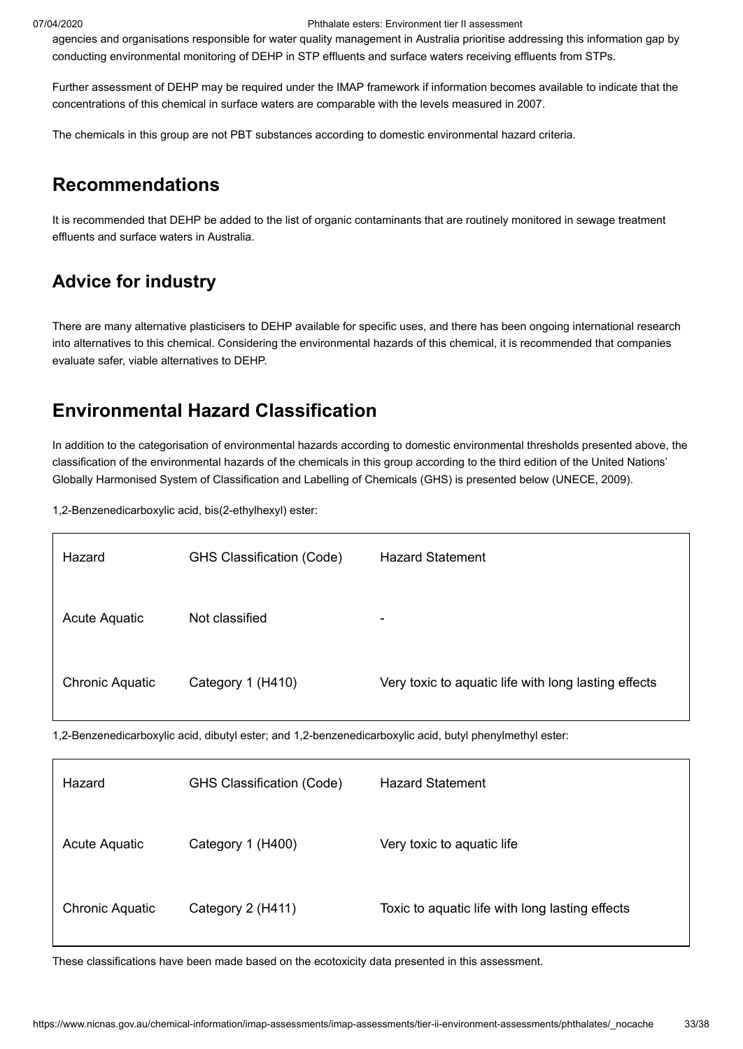agencies and organisations responsible for water quality management in Australia prioritise addressing this information gap by conducting environmental monitoring of DEHP in STP effluents and surface waters receiving effluents from STPs.

Further assessment of DEHP may be required under the IMAP framework if information becomes available to indicate that the concentrations of this chemical in surface waters are comparable with the levels measured in 2007.

The chemicals in this group are not PBT substances according to domestic environmental hazard criteria.

## Recommendations

It is recommended that DEHP be added to the list of organic contaminants that are routinely monitored in sewage treatment effluents and surface waters in Australia.

## Advice for industry

There are many alternative plasticisers to DEHP available for specific uses, and there has been ongoing international research into alternatives to this chemical. Considering the environmental hazards of this chemical, it is recommended that companies evaluate safer, viable alternatives to DEHP.

## Environmental Hazard Classification

In addition to the categorisation of environmental hazards according to domestic environmental thresholds presented above, the classification of the environmental hazards of the chemicals in this group according to the third edition of the United Nations' Globally Harmonised System of Classification and Labelling of Chemicals (GHS) is presented below (UNECE, 2009).

1,2-Benzenedicarboxylic acid, bis(2-ethylhexyl) ester:

| Hazard | GHS Classification (Code) | Hazard Statement |
|---|---|---|
| Acute Aquatic | Not classified | - |
| Chronic Aquatic | Category 1 (H410) | Very toxic to aquatic life with long lasting effects |

1,2-Benzenedicarboxylic acid, dibutyl ester; and 1,2-benzenedicarboxylic acid, butyl phenylmethyl ester:

| Hazard | GHS Classification (Code) | Hazard Statement |
|---|---|---|
| Acute Aquatic | Category 1 (H400) | Very toxic to aquatic life |
| Chronic Aquatic | Category 2 (H411) | Toxic to aquatic life with long lasting effects |

These classifications have been made based on the ecotoxicity data presented in this assessment.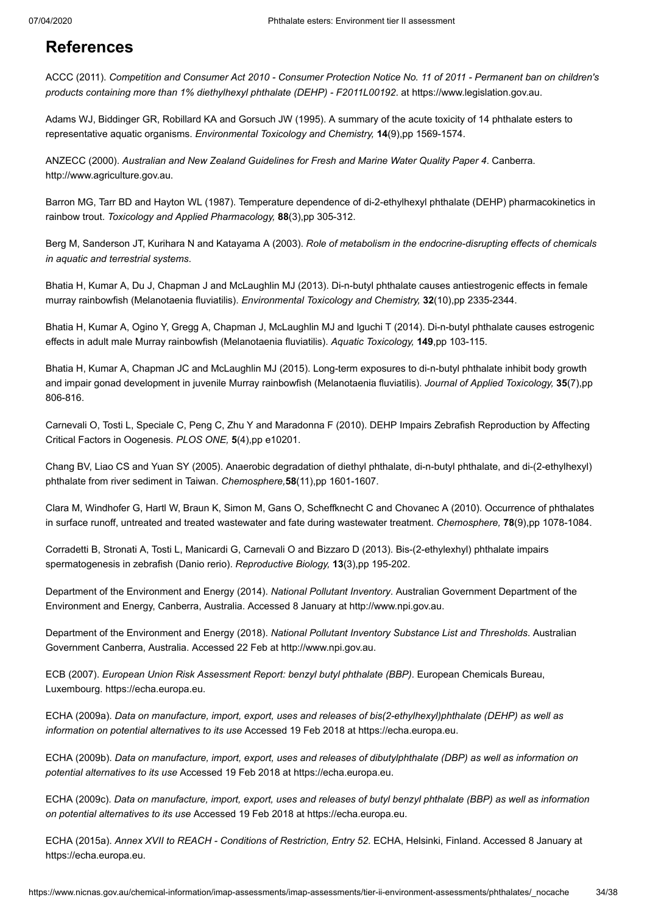# References

ACCC (2011). *Competition and Consumer Act 2010 - Consumer Protection Notice No. 11 of 2011 - Permanent ban on children's products containing more than 1% diethylhexyl phthalate (DEHP) - F2011L00192*. at https://www.legislation.gov.au.

Adams WJ, Biddinger GR, Robillard KA and Gorsuch JW (1995). A summary of the acute toxicity of 14 phthalate esters to representative aquatic organisms. *Environmental Toxicology and Chemistry,* **14**(9),pp 1569-1574.

ANZECC (2000). *Australian and New Zealand Guidelines for Fresh and Marine Water Quality Paper 4*. Canberra. http://www.agriculture.gov.au.

Barron MG, Tarr BD and Hayton WL (1987). Temperature dependence of di-2-ethylhexyl phthalate (DEHP) pharmacokinetics in rainbow trout. *Toxicology and Applied Pharmacology,* **88**(3),pp 305-312.

Berg M, Sanderson JT, Kurihara N and Katayama A (2003). *Role of metabolism in the endocrine-disrupting effects of chemicals in aquatic and terrestrial systems*.

Bhatia H, Kumar A, Du J, Chapman J and McLaughlin MJ (2013). Di-n-butyl phthalate causes antiestrogenic effects in female murray rainbowfish (Melanotaenia fluviatilis). *Environmental Toxicology and Chemistry,* **32**(10),pp 2335-2344.

Bhatia H, Kumar A, Ogino Y, Gregg A, Chapman J, McLaughlin MJ and Iguchi T (2014). Di-n-butyl phthalate causes estrogenic effects in adult male Murray rainbowfish (Melanotaenia fluviatilis). *Aquatic Toxicology,* **149**,pp 103-115.

Bhatia H, Kumar A, Chapman JC and McLaughlin MJ (2015). Long-term exposures to di-n-butyl phthalate inhibit body growth and impair gonad development in juvenile Murray rainbowfish (Melanotaenia fluviatilis). *Journal of Applied Toxicology,* **35**(7),pp 806-816.

Carnevali O, Tosti L, Speciale C, Peng C, Zhu Y and Maradonna F (2010). DEHP Impairs Zebrafish Reproduction by Affecting Critical Factors in Oogenesis. *PLOS ONE,* **5**(4),pp e10201.

Chang BV, Liao CS and Yuan SY (2005). Anaerobic degradation of diethyl phthalate, di-n-butyl phthalate, and di-(2-ethylhexyl) phthalate from river sediment in Taiwan. *Chemosphere,***58**(11),pp 1601-1607.

Clara M, Windhofer G, Hartl W, Braun K, Simon M, Gans O, Scheffknecht C and Chovanec A (2010). Occurrence of phthalates in surface runoff, untreated and treated wastewater and fate during wastewater treatment. *Chemosphere,* **78**(9),pp 1078-1084.

Corradetti B, Stronati A, Tosti L, Manicardi G, Carnevali O and Bizzaro D (2013). Bis-(2-ethylexhyl) phthalate impairs spermatogenesis in zebrafish (Danio rerio). *Reproductive Biology,* **13**(3),pp 195-202.

Department of the Environment and Energy (2014). *National Pollutant Inventory*. Australian Government Department of the Environment and Energy, Canberra, Australia. Accessed 8 January at http://www.npi.gov.au.

Department of the Environment and Energy (2018). *National Pollutant Inventory Substance List and Thresholds*. Australian Government Canberra, Australia. Accessed 22 Feb at http://www.npi.gov.au.

ECB (2007). *European Union Risk Assessment Report: benzyl butyl phthalate (BBP)*. European Chemicals Bureau, Luxembourg. https://echa.europa.eu.

ECHA (2009a). *Data on manufacture, import, export, uses and releases of bis(2-ethylhexyl)phthalate (DEHP) as well as information on potential alternatives to its use* Accessed 19 Feb 2018 at https://echa.europa.eu.

ECHA (2009b). *Data on manufacture, import, export, uses and releases of dibutylphthalate (DBP) as well as information on potential alternatives to its use* Accessed 19 Feb 2018 at https://echa.europa.eu.

ECHA (2009c). *Data on manufacture, import, export, uses and releases of butyl benzyl phthalate (BBP) as well as information on potential alternatives to its use* Accessed 19 Feb 2018 at https://echa.europa.eu.

ECHA (2015a). *Annex XVII to REACH - Conditions of Restriction, Entry 52.* ECHA, Helsinki, Finland. Accessed 8 January at https://echa.europa.eu.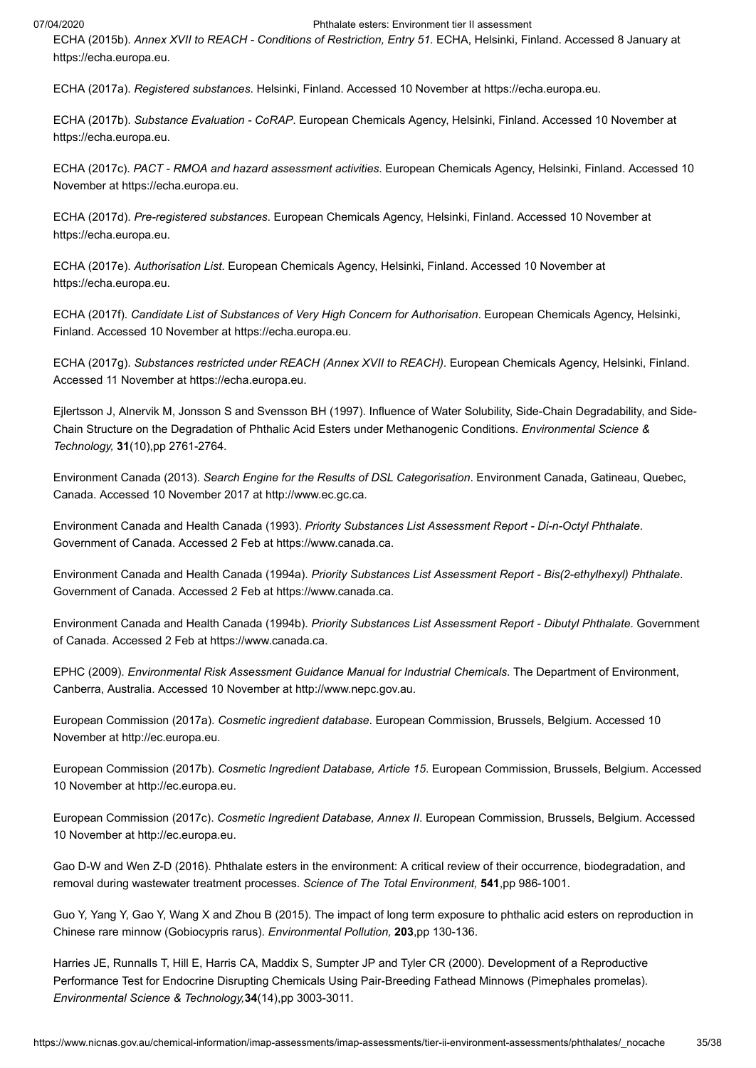ECHA (2015b). *Annex XVII to REACH - Conditions of Restriction, Entry 51*. ECHA, Helsinki, Finland. Accessed 8 January at https://echa.europa.eu.

ECHA (2017a). *Registered substances*. Helsinki, Finland. Accessed 10 November at https://echa.europa.eu.

ECHA (2017b). *Substance Evaluation - CoRAP*. European Chemicals Agency, Helsinki, Finland. Accessed 10 November at https://echa.europa.eu.

ECHA (2017c). *PACT - RMOA and hazard assessment activities*. European Chemicals Agency, Helsinki, Finland. Accessed 10 November at https://echa.europa.eu.

ECHA (2017d). *Pre-registered substances*. European Chemicals Agency, Helsinki, Finland. Accessed 10 November at https://echa.europa.eu.

ECHA (2017e). *Authorisation List*. European Chemicals Agency, Helsinki, Finland. Accessed 10 November at https://echa.europa.eu.

ECHA (2017f). *Candidate List of Substances of Very High Concern for Authorisation*. European Chemicals Agency, Helsinki, Finland. Accessed 10 November at https://echa.europa.eu.

ECHA (2017g). *Substances restricted under REACH (Annex XVII to REACH)*. European Chemicals Agency, Helsinki, Finland. Accessed 11 November at https://echa.europa.eu.

Ejlertsson J, Alnervik M, Jonsson S and Svensson BH (1997). Influence of Water Solubility, Side-Chain Degradability, and Side-Chain Structure on the Degradation of Phthalic Acid Esters under Methanogenic Conditions. *Environmental Science & Technology,* **31**(10),pp 2761-2764.

Environment Canada (2013). *Search Engine for the Results of DSL Categorisation*. Environment Canada, Gatineau, Quebec, Canada. Accessed 10 November 2017 at http://www.ec.gc.ca.

Environment Canada and Health Canada (1993). *Priority Substances List Assessment Report - Di-n-Octyl Phthalate*. Government of Canada. Accessed 2 Feb at https://www.canada.ca.

Environment Canada and Health Canada (1994a). *Priority Substances List Assessment Report - Bis(2-ethylhexyl) Phthalate*. Government of Canada. Accessed 2 Feb at https://www.canada.ca.

Environment Canada and Health Canada (1994b). *Priority Substances List Assessment Report - Dibutyl Phthalate*. Government of Canada. Accessed 2 Feb at https://www.canada.ca.

EPHC (2009). *Environmental Risk Assessment Guidance Manual for Industrial Chemicals*. The Department of Environment, Canberra, Australia. Accessed 10 November at http://www.nepc.gov.au.

European Commission (2017a). *Cosmetic ingredient database*. European Commission, Brussels, Belgium. Accessed 10 November at http://ec.europa.eu.

European Commission (2017b). *Cosmetic Ingredient Database, Article 15*. European Commission, Brussels, Belgium. Accessed 10 November at http://ec.europa.eu.

European Commission (2017c). *Cosmetic Ingredient Database, Annex II*. European Commission, Brussels, Belgium. Accessed 10 November at http://ec.europa.eu.

Gao D-W and Wen Z-D (2016). Phthalate esters in the environment: A critical review of their occurrence, biodegradation, and removal during wastewater treatment processes. *Science of The Total Environment,* **541**,pp 986-1001.

Guo Y, Yang Y, Gao Y, Wang X and Zhou B (2015). The impact of long term exposure to phthalic acid esters on reproduction in Chinese rare minnow (Gobiocypris rarus). *Environmental Pollution,* **203**,pp 130-136.

Harries JE, Runnalls T, Hill E, Harris CA, Maddix S, Sumpter JP and Tyler CR (2000). Development of a Reproductive Performance Test for Endocrine Disrupting Chemicals Using Pair-Breeding Fathead Minnows (Pimephales promelas). *Environmental Science & Technology,***34**(14),pp 3003-3011.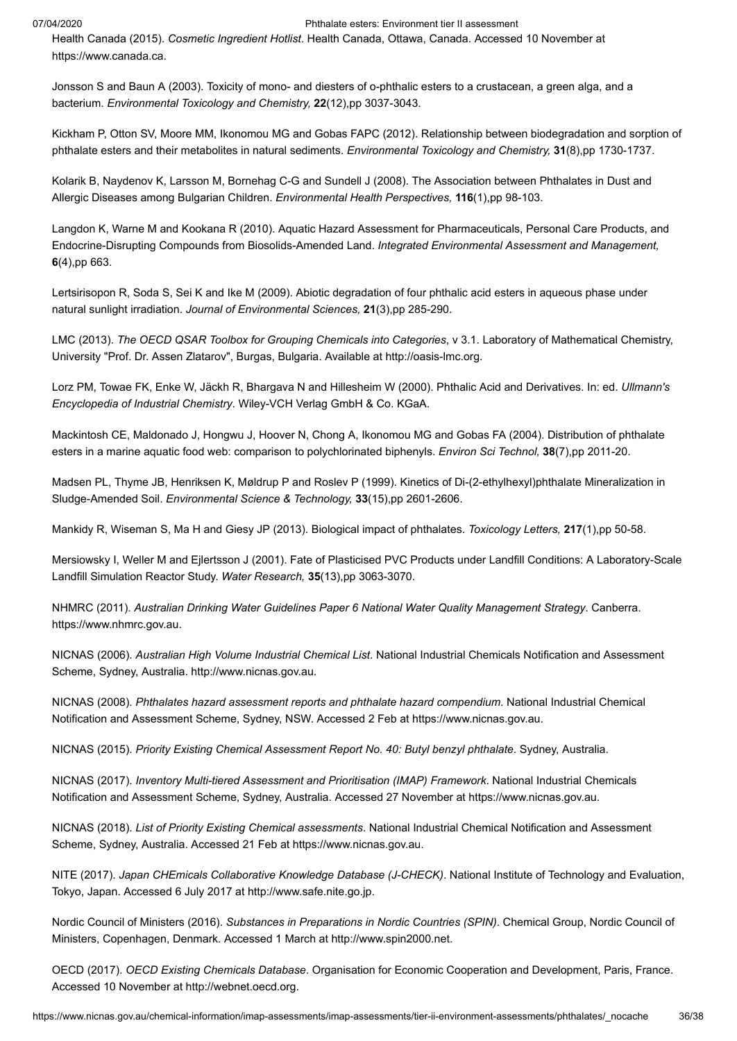Health Canada (2015). *Cosmetic Ingredient Hotlist*. Health Canada, Ottawa, Canada. Accessed 10 November at https://www.canada.ca.

Jonsson S and Baun A (2003). Toxicity of mono- and diesters of o-phthalic esters to a crustacean, a green alga, and a bacterium. *Environmental Toxicology and Chemistry,* **22**(12),pp 3037-3043.

Kickham P, Otton SV, Moore MM, Ikonomou MG and Gobas FAPC (2012). Relationship between biodegradation and sorption of phthalate esters and their metabolites in natural sediments. *Environmental Toxicology and Chemistry,* **31**(8),pp 1730-1737.

Kolarik B, Naydenov K, Larsson M, Bornehag C-G and Sundell J (2008). The Association between Phthalates in Dust and Allergic Diseases among Bulgarian Children. *Environmental Health Perspectives,* **116**(1),pp 98-103.

Langdon K, Warne M and Kookana R (2010). Aquatic Hazard Assessment for Pharmaceuticals, Personal Care Products, and Endocrine-Disrupting Compounds from Biosolids-Amended Land. *Integrated Environmental Assessment and Management,* **6**(4),pp 663.

Lertsirisopon R, Soda S, Sei K and Ike M (2009). Abiotic degradation of four phthalic acid esters in aqueous phase under natural sunlight irradiation. *Journal of Environmental Sciences,* **21**(3),pp 285-290.

LMC (2013). *The OECD QSAR Toolbox for Grouping Chemicals into Categories*, v 3.1. Laboratory of Mathematical Chemistry, University "Prof. Dr. Assen Zlatarov", Burgas, Bulgaria. Available at http://oasis-lmc.org.

Lorz PM, Towae FK, Enke W, Jäckh R, Bhargava N and Hillesheim W (2000). Phthalic Acid and Derivatives. In: ed. *Ullmann's Encyclopedia of Industrial Chemistry*. Wiley-VCH Verlag GmbH & Co. KGaA.

Mackintosh CE, Maldonado J, Hongwu J, Hoover N, Chong A, Ikonomou MG and Gobas FA (2004). Distribution of phthalate esters in a marine aquatic food web: comparison to polychlorinated biphenyls. *Environ Sci Technol,* **38**(7),pp 2011-20.

Madsen PL, Thyme JB, Henriksen K, Møldrup P and Roslev P (1999). Kinetics of Di-(2-ethylhexyl)phthalate Mineralization in Sludge-Amended Soil. *Environmental Science & Technology,* **33**(15),pp 2601-2606.

Mankidy R, Wiseman S, Ma H and Giesy JP (2013). Biological impact of phthalates. *Toxicology Letters,* **217**(1),pp 50-58.

Mersiowsky I, Weller M and Ejlertsson J (2001). Fate of Plasticised PVC Products under Landfill Conditions: A Laboratory-Scale Landfill Simulation Reactor Study. *Water Research,* **35**(13),pp 3063-3070.

NHMRC (2011). *Australian Drinking Water Guidelines Paper 6 National Water Quality Management Strategy*. Canberra. https://www.nhmrc.gov.au.

NICNAS (2006). *Australian High Volume Industrial Chemical List*. National Industrial Chemicals Notification and Assessment Scheme, Sydney, Australia. http://www.nicnas.gov.au.

NICNAS (2008). *Phthalates hazard assessment reports and phthalate hazard compendium*. National Industrial Chemical Notification and Assessment Scheme, Sydney, NSW. Accessed 2 Feb at https://www.nicnas.gov.au.

NICNAS (2015). *Priority Existing Chemical Assessment Report No. 40: Butyl benzyl phthalate*. Sydney, Australia.

NICNAS (2017). *Inventory Multi-tiered Assessment and Prioritisation (IMAP) Framework*. National Industrial Chemicals Notification and Assessment Scheme, Sydney, Australia. Accessed 27 November at https://www.nicnas.gov.au.

NICNAS (2018). *List of Priority Existing Chemical assessments.* National Industrial Chemical Notification and Assessment Scheme, Sydney, Australia. Accessed 21 Feb at https://www.nicnas.gov.au.

NITE (2017). *Japan CHEmicals Collaborative Knowledge Database (J-CHECK)*. National Institute of Technology and Evaluation, Tokyo, Japan. Accessed 6 July 2017 at http://www.safe.nite.go.jp.

Nordic Council of Ministers (2016). *Substances in Preparations in Nordic Countries (SPIN)*. Chemical Group, Nordic Council of Ministers, Copenhagen, Denmark. Accessed 1 March at http://www.spin2000.net.

OECD (2017). *OECD Existing Chemicals Database*. Organisation for Economic Cooperation and Development, Paris, France. Accessed 10 November at http://webnet.oecd.org.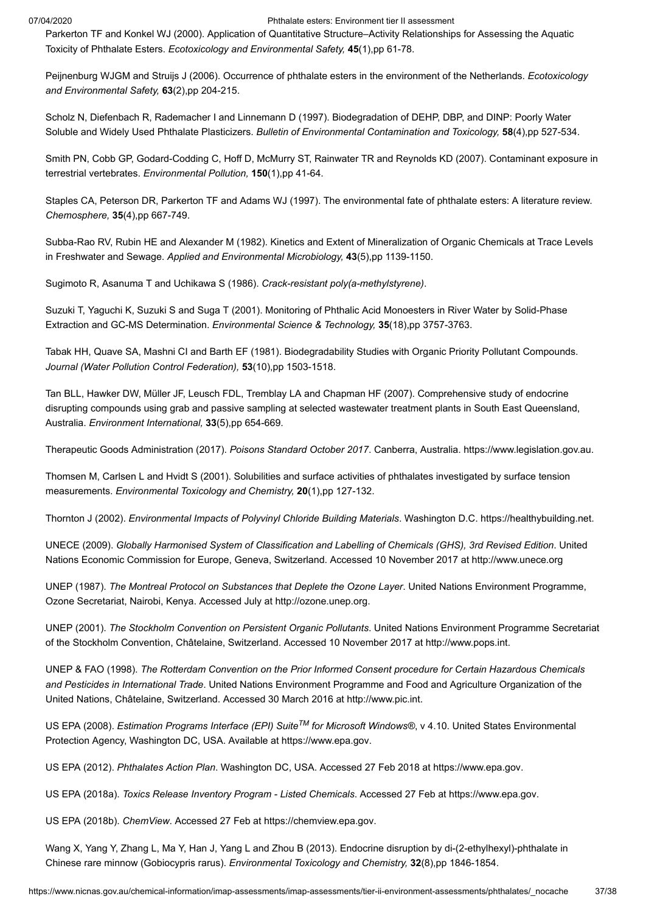Parkerton TF and Konkel WJ (2000). Application of Quantitative Structure–Activity Relationships for Assessing the Aquatic Toxicity of Phthalate Esters. *Ecotoxicology and Environmental Safety,* **45**(1),pp 61-78.

Peijnenburg WJGM and Struijs J (2006). Occurrence of phthalate esters in the environment of the Netherlands. *Ecotoxicology and Environmental Safety,* **63**(2),pp 204-215.

Scholz N, Diefenbach R, Rademacher I and Linnemann D (1997). Biodegradation of DEHP, DBP, and DINP: Poorly Water Soluble and Widely Used Phthalate Plasticizers. *Bulletin of Environmental Contamination and Toxicology,* **58**(4),pp 527-534.

Smith PN, Cobb GP, Godard-Codding C, Hoff D, McMurry ST, Rainwater TR and Reynolds KD (2007). Contaminant exposure in terrestrial vertebrates. *Environmental Pollution,* **150**(1),pp 41-64.

Staples CA, Peterson DR, Parkerton TF and Adams WJ (1997). The environmental fate of phthalate esters: A literature review. *Chemosphere,* **35**(4),pp 667-749.

Subba-Rao RV, Rubin HE and Alexander M (1982). Kinetics and Extent of Mineralization of Organic Chemicals at Trace Levels in Freshwater and Sewage. *Applied and Environmental Microbiology,* **43**(5),pp 1139-1150.

Sugimoto R, Asanuma T and Uchikawa S (1986). *Crack-resistant poly(a-methylstyrene)*.

Suzuki T, Yaguchi K, Suzuki S and Suga T (2001). Monitoring of Phthalic Acid Monoesters in River Water by Solid-Phase Extraction and GC-MS Determination. *Environmental Science & Technology,* **35**(18),pp 3757-3763.

Tabak HH, Quave SA, Mashni CI and Barth EF (1981). Biodegradability Studies with Organic Priority Pollutant Compounds. *Journal (Water Pollution Control Federation),* **53**(10),pp 1503-1518.

Tan BLL, Hawker DW, Müller JF, Leusch FDL, Tremblay LA and Chapman HF (2007). Comprehensive study of endocrine disrupting compounds using grab and passive sampling at selected wastewater treatment plants in South East Queensland, Australia. *Environment International,* **33**(5),pp 654-669.

Therapeutic Goods Administration (2017). *Poisons Standard October 2017*. Canberra, Australia. https://www.legislation.gov.au.

Thomsen M, Carlsen L and Hvidt S (2001). Solubilities and surface activities of phthalates investigated by surface tension measurements. *Environmental Toxicology and Chemistry,* **20**(1),pp 127-132.

Thornton J (2002). *Environmental Impacts of Polyvinyl Chloride Building Materials*. Washington D.C. https://healthybuilding.net.

UNECE (2009). *Globally Harmonised System of Classification and Labelling of Chemicals (GHS), 3rd Revised Edition*. United Nations Economic Commission for Europe, Geneva, Switzerland. Accessed 10 November 2017 at http://www.unece.org

UNEP (1987). *The Montreal Protocol on Substances that Deplete the Ozone Layer*. United Nations Environment Programme, Ozone Secretariat, Nairobi, Kenya. Accessed July at http://ozone.unep.org.

UNEP (2001). *The Stockholm Convention on Persistent Organic Pollutants*. United Nations Environment Programme Secretariat of the Stockholm Convention, Châtelaine, Switzerland. Accessed 10 November 2017 at http://www.pops.int.

UNEP & FAO (1998). *The Rotterdam Convention on the Prior Informed Consent procedure for Certain Hazardous Chemicals and Pesticides in International Trade*. United Nations Environment Programme and Food and Agriculture Organization of the United Nations, Châtelaine, Switzerland. Accessed 30 March 2016 at http://www.pic.int.

US EPA (2008). *Estimation Programs Interface (EPI) Suite™ for Microsoft Windows®*, v 4.10. United States Environmental Protection Agency, Washington DC, USA. Available at https://www.epa.gov.

US EPA (2012). *Phthalates Action Plan*. Washington DC, USA. Accessed 27 Feb 2018 at https://www.epa.gov.

US EPA (2018a). *Toxics Release Inventory Program - Listed Chemicals*. Accessed 27 Feb at https://www.epa.gov.

US EPA (2018b). *ChemView*. Accessed 27 Feb at https://chemview.epa.gov.

Wang X, Yang Y, Zhang L, Ma Y, Han J, Yang L and Zhou B (2013). Endocrine disruption by di-(2-ethylhexyl)-phthalate in Chinese rare minnow (Gobiocypris rarus). *Environmental Toxicology and Chemistry,* **32**(8),pp 1846-1854.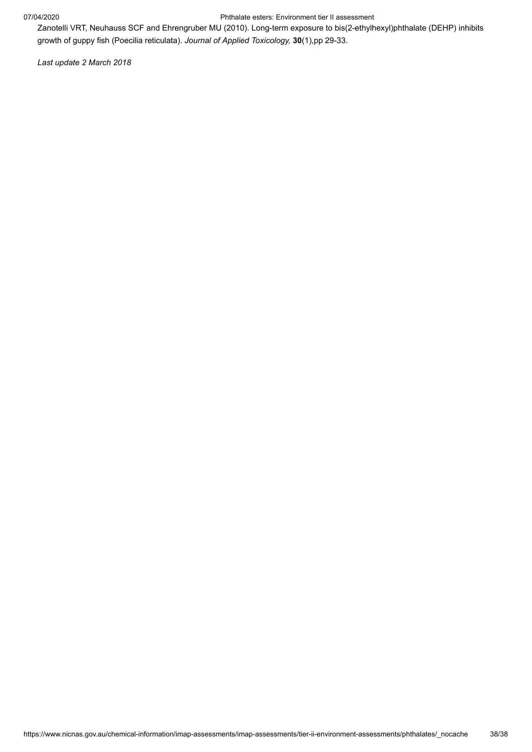Zanotelli VRT, Neuhauss SCF and Ehrengruber MU (2010). Long-term exposure to bis(2-ethylhexyl)phthalate (DEHP) inhibits growth of guppy fish (Poecilia reticulata). *Journal of Applied Toxicology,* **30**(1),pp 29-33.

*Last update 2 March 2018*